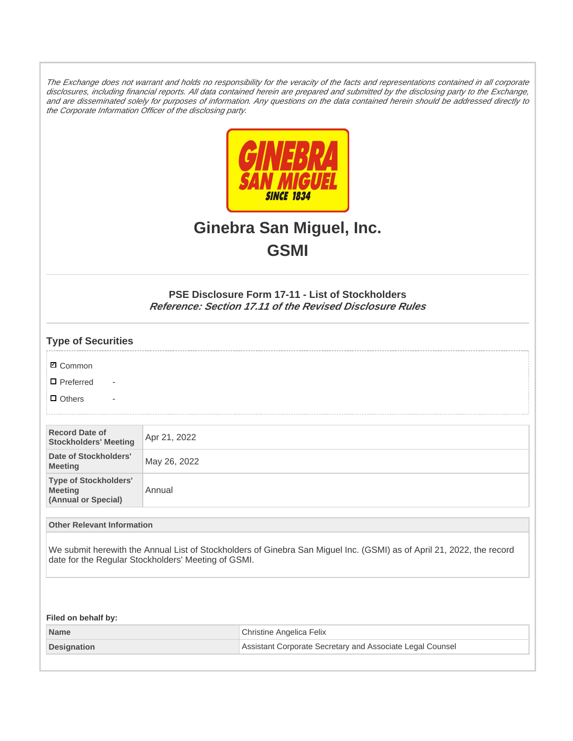*The Exchange does not warrant and holds no responsibility for the veracity of the facts and representations contained in all corporate disclosures, including financial reports. All data contained herein are prepared and submitted by the disclosing party to the Exchange, and are disseminated solely for purposes of information. Any questions on the data contained herein should be addressed directly to the Corporate Information Officer of the disclosing party.*

# Ginebra San Miguel, Inc.

# GSMI

### PSE Disclosure Form 17-11 - List of Stockholders

***Reference: Section 17.11 of the Revised Disclosure Rules***

## Type of Securities

- ☑ Common
- ☐ Preferred -
- ☐ Others -

| | |
|---|---|
| **Record Date of Stockholders' Meeting** | Apr 21, 2022 |
| **Date of Stockholders' Meeting** | May 26, 2022 |
| **Type of Stockholders' Meeting (Annual or Special)** | Annual |

**Other Relevant Information**

We submit herewith the Annual List of Stockholders of Ginebra San Miguel Inc. (GSMI) as of April 21, 2022, the record date for the Regular Stockholders' Meeting of GSMI.

**Filed on behalf by:**

| | |
|---|---|
| **Name** | Christine Angelica Felix |
| **Designation** | Assistant Corporate Secretary and Associate Legal Counsel |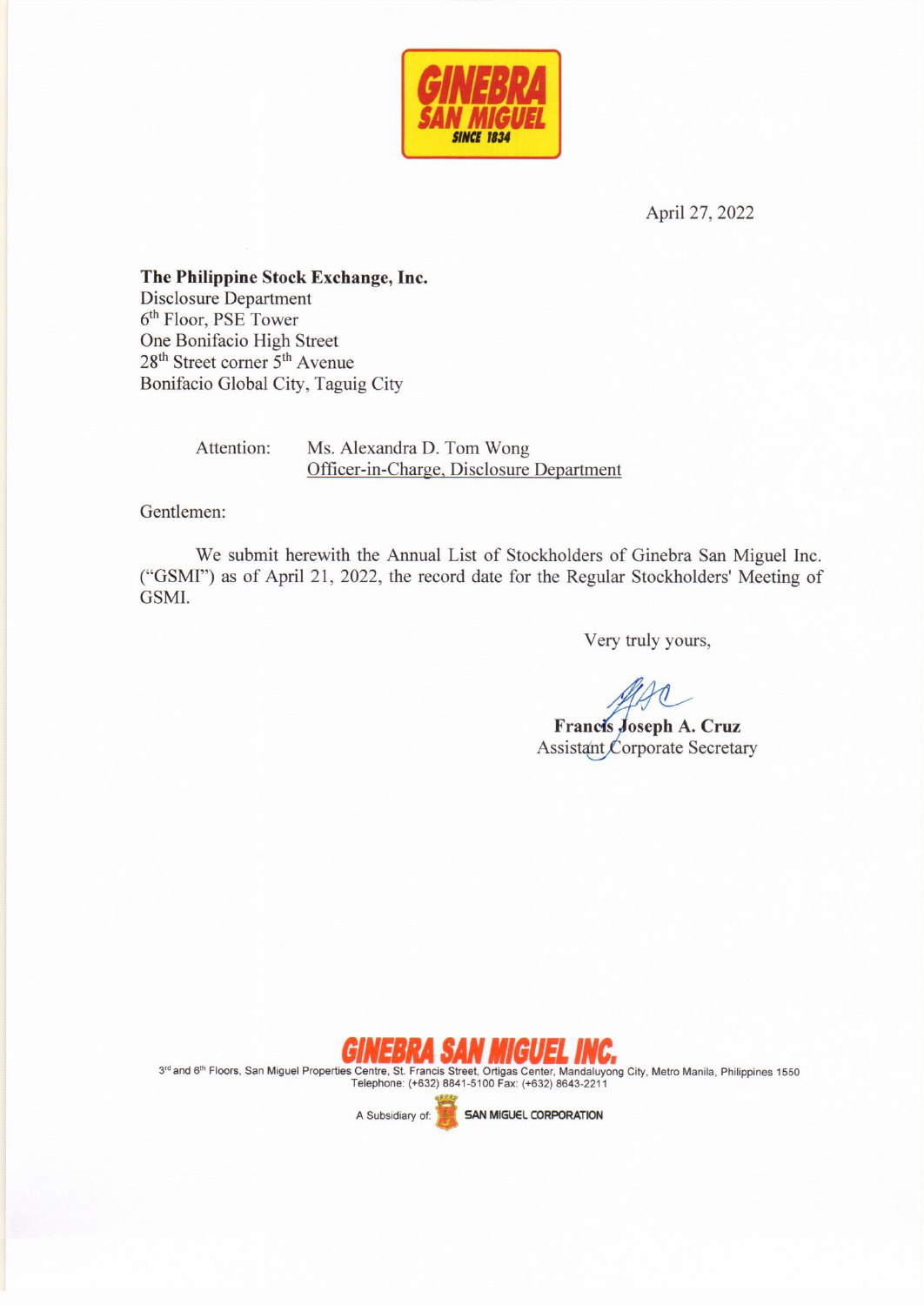GINEBRA SAN MIGUEL
SINCE 1834

April 27, 2022

**The Philippine Stock Exchange, Inc.**
Disclosure Department
6th Floor, PSE Tower
One Bonifacio High Street
28th Street corner 5th Avenue
Bonifacio Global City, Taguig City

Attention: Ms. Alexandra D. Tom Wong
Officer-in-Charge, Disclosure Department

Gentlemen:

We submit herewith the Annual List of Stockholders of Ginebra San Miguel Inc. ("GSMI") as of April 21, 2022, the record date for the Regular Stockholders' Meeting of GSMI.

Very truly yours,

**Francis Joseph A. Cruz**
Assistant Corporate Secretary

**GINEBRA SAN MIGUEL INC.**
3rd and 6th Floors, San Miguel Properties Centre, St. Francis Street, Ortigas Center, Mandaluyong City, Metro Manila, Philippines 1550
Telephone: (+632) 8841-5100 Fax: (+632) 8643-2211

A Subsidiary of: SAN MIGUEL CORPORATION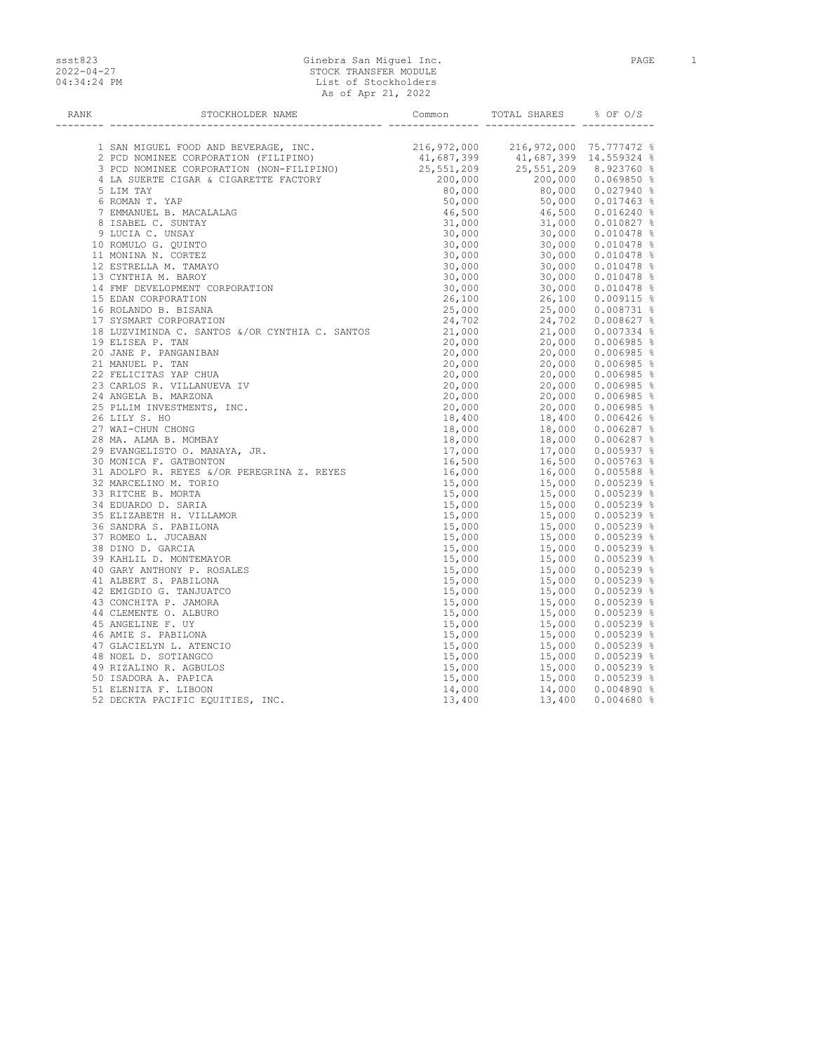Ginebra San Miguel Inc.
STOCK TRANSFER MODULE
List of Stockholders
As of Apr 21, 2022

ssst823
2022-04-27
04:34:24 PM

| RANK | STOCKHOLDER NAME | Common | TOTAL SHARES | % OF O/S |
|---|---|---|---|---|
| 1 | SAN MIGUEL FOOD AND BEVERAGE, INC. | 216,972,000 | 216,972,000 | 75.777472 % |
| 2 | PCD NOMINEE CORPORATION (FILIPINO) | 41,687,399 | 41,687,399 | 14.559324 % |
| 3 | PCD NOMINEE CORPORATION (NON-FILIPINO) | 25,551,209 | 25,551,209 | 8.923760 % |
| 4 | LA SUERTE CIGAR & CIGARETTE FACTORY | 200,000 | 200,000 | 0.069850 % |
| 5 | LIM TAY | 80,000 | 80,000 | 0.027940 % |
| 6 | ROMAN T. YAP | 50,000 | 50,000 | 0.017463 % |
| 7 | EMMANUEL B. MACALALAG | 46,500 | 46,500 | 0.016240 % |
| 8 | ISABEL C. SUNTAY | 31,000 | 31,000 | 0.010827 % |
| 9 | LUCIA C. UNSAY | 30,000 | 30,000 | 0.010478 % |
| 10 | ROMULO G. QUINTO | 30,000 | 30,000 | 0.010478 % |
| 11 | MONINA N. CORTEZ | 30,000 | 30,000 | 0.010478 % |
| 12 | ESTRELLA M. TAMAYO | 30,000 | 30,000 | 0.010478 % |
| 13 | CYNTHIA M. BAROY | 30,000 | 30,000 | 0.010478 % |
| 14 | FMF DEVELOPMENT CORPORATION | 30,000 | 30,000 | 0.010478 % |
| 15 | EDAN CORPORATION | 26,100 | 26,100 | 0.009115 % |
| 16 | ROLANDO B. BISANA | 25,000 | 25,000 | 0.008731 % |
| 17 | SYSMART CORPORATION | 24,702 | 24,702 | 0.008627 % |
| 18 | LUZVIMINDA C. SANTOS &/OR CYNTHIA C. SANTOS | 21,000 | 21,000 | 0.007334 % |
| 19 | ELISEA P. TAN | 20,000 | 20,000 | 0.006985 % |
| 20 | JANE P. PANGANIBAN | 20,000 | 20,000 | 0.006985 % |
| 21 | MANUEL P. TAN | 20,000 | 20,000 | 0.006985 % |
| 22 | FELICITAS YAP CHUA | 20,000 | 20,000 | 0.006985 % |
| 23 | CARLOS R. VILLANUEVA IV | 20,000 | 20,000 | 0.006985 % |
| 24 | ANGELA B. MARZONA | 20,000 | 20,000 | 0.006985 % |
| 25 | PLLIM INVESTMENTS, INC. | 20,000 | 20,000 | 0.006985 % |
| 26 | LILY S. HO | 18,400 | 18,400 | 0.006426 % |
| 27 | WAI-CHUN CHONG | 18,000 | 18,000 | 0.006287 % |
| 28 | MA. ALMA B. MOMBAY | 18,000 | 18,000 | 0.006287 % |
| 29 | EVANGELISTO O. MANAYA, JR. | 17,000 | 17,000 | 0.005937 % |
| 30 | MONICA F. GATBONTON | 16,500 | 16,500 | 0.005763 % |
| 31 | ADOLFO R. REYES &/OR PEREGRINA Z. REYES | 16,000 | 16,000 | 0.005588 % |
| 32 | MARCELINO M. TORIO | 15,000 | 15,000 | 0.005239 % |
| 33 | RITCHE B. MORTA | 15,000 | 15,000 | 0.005239 % |
| 34 | EDUARDO D. SARIA | 15,000 | 15,000 | 0.005239 % |
| 35 | ELIZABETH H. VILLAMOR | 15,000 | 15,000 | 0.005239 % |
| 36 | SANDRA S. PABILONA | 15,000 | 15,000 | 0.005239 % |
| 37 | ROMEO L. JUCABAN | 15,000 | 15,000 | 0.005239 % |
| 38 | DINO D. GARCIA | 15,000 | 15,000 | 0.005239 % |
| 39 | KAHLIL D. MONTEMAYOR | 15,000 | 15,000 | 0.005239 % |
| 40 | GARY ANTHONY P. ROSALES | 15,000 | 15,000 | 0.005239 % |
| 41 | ALBERT S. PABILONA | 15,000 | 15,000 | 0.005239 % |
| 42 | EMIGDIO G. TANJUATCO | 15,000 | 15,000 | 0.005239 % |
| 43 | CONCHITA P. JAMORA | 15,000 | 15,000 | 0.005239 % |
| 44 | CLEMENTE O. ALBURO | 15,000 | 15,000 | 0.005239 % |
| 45 | ANGELINE F. UY | 15,000 | 15,000 | 0.005239 % |
| 46 | AMIE S. PABILONA | 15,000 | 15,000 | 0.005239 % |
| 47 | GLACIELYN L. ATENCIO | 15,000 | 15,000 | 0.005239 % |
| 48 | NOEL D. SOTIANGCO | 15,000 | 15,000 | 0.005239 % |
| 49 | RIZALINO R. AGBULOS | 15,000 | 15,000 | 0.005239 % |
| 50 | ISADORA A. PAPICA | 15,000 | 15,000 | 0.005239 % |
| 51 | ELENITA F. LIBOON | 14,000 | 14,000 | 0.004890 % |
| 52 | DECKTA PACIFIC EQUITIES, INC. | 13,400 | 13,400 | 0.004680 % |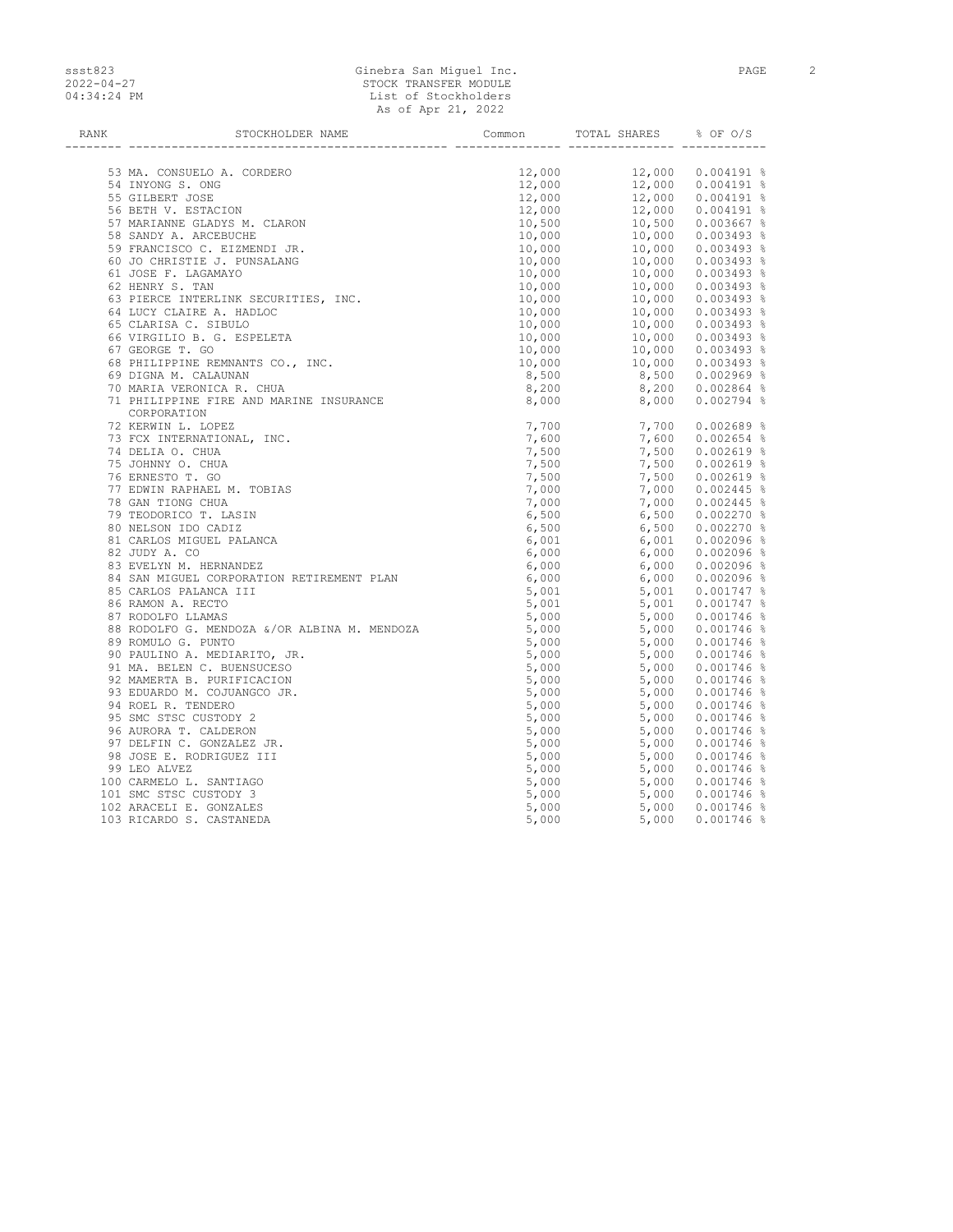| RANK | STOCKHOLDER NAME | Common | TOTAL SHARES | % OF O/S |
|---|---|---|---|---|
| 53 | MA. CONSUELO A. CORDERO | 12,000 | 12,000 | 0.004191 % |
| 54 | INYONG S. ONG | 12,000 | 12,000 | 0.004191 % |
| 55 | GILBERT JOSE | 12,000 | 12,000 | 0.004191 % |
| 56 | BETH V. ESTACION | 12,000 | 12,000 | 0.004191 % |
| 57 | MARIANNE GLADYS M. CLARON | 10,500 | 10,500 | 0.003667 % |
| 58 | SANDY A. ARCEBUCHE | 10,000 | 10,000 | 0.003493 % |
| 59 | FRANCISCO C. EIZMENDI JR. | 10,000 | 10,000 | 0.003493 % |
| 60 | JO CHRISTIE J. PUNSALANG | 10,000 | 10,000 | 0.003493 % |
| 61 | JOSE F. LAGAMAYO | 10,000 | 10,000 | 0.003493 % |
| 62 | HENRY S. TAN | 10,000 | 10,000 | 0.003493 % |
| 63 | PIERCE INTERLINK SECURITIES, INC. | 10,000 | 10,000 | 0.003493 % |
| 64 | LUCY CLAIRE A. HADLOC | 10,000 | 10,000 | 0.003493 % |
| 65 | CLARISA C. SIBULO | 10,000 | 10,000 | 0.003493 % |
| 66 | VIRGILIO B. G. ESPELETA | 10,000 | 10,000 | 0.003493 % |
| 67 | GEORGE T. GO | 10,000 | 10,000 | 0.003493 % |
| 68 | PHILIPPINE REMNANTS CO., INC. | 10,000 | 10,000 | 0.003493 % |
| 69 | DIGNA M. CALAUNAN | 8,500 | 8,500 | 0.002969 % |
| 70 | MARIA VERONICA R. CHUA | 8,200 | 8,200 | 0.002864 % |
| 71 | PHILIPPINE FIRE AND MARINE INSURANCE CORPORATION | 8,000 | 8,000 | 0.002794 % |
| 72 | KERWIN L. LOPEZ | 7,700 | 7,700 | 0.002689 % |
| 73 | FCX INTERNATIONAL, INC. | 7,600 | 7,600 | 0.002654 % |
| 74 | DELIA O. CHUA | 7,500 | 7,500 | 0.002619 % |
| 75 | JOHNNY O. CHUA | 7,500 | 7,500 | 0.002619 % |
| 76 | ERNESTO T. GO | 7,500 | 7,500 | 0.002619 % |
| 77 | EDWIN RAPHAEL M. TOBIAS | 7,000 | 7,000 | 0.002445 % |
| 78 | GAN TIONG CHUA | 7,000 | 7,000 | 0.002445 % |
| 79 | TEODORICO T. LASIN | 6,500 | 6,500 | 0.002270 % |
| 80 | NELSON IDO CADIZ | 6,500 | 6,500 | 0.002270 % |
| 81 | CARLOS MIGUEL PALANCA | 6,001 | 6,001 | 0.002096 % |
| 82 | JUDY A. CO | 6,000 | 6,000 | 0.002096 % |
| 83 | EVELYN M. HERNANDEZ | 6,000 | 6,000 | 0.002096 % |
| 84 | SAN MIGUEL CORPORATION RETIREMENT PLAN | 6,000 | 6,000 | 0.002096 % |
| 85 | CARLOS PALANCA III | 5,001 | 5,001 | 0.001747 % |
| 86 | RAMON A. RECTO | 5,001 | 5,001 | 0.001747 % |
| 87 | RODOLFO LLAMAS | 5,000 | 5,000 | 0.001746 % |
| 88 | RODOLFO G. MENDOZA &/OR ALBINA M. MENDOZA | 5,000 | 5,000 | 0.001746 % |
| 89 | ROMULO G. PUNTO | 5,000 | 5,000 | 0.001746 % |
| 90 | PAULINO A. MEDIARITO, JR. | 5,000 | 5,000 | 0.001746 % |
| 91 | MA. BELEN C. BUENSUCESO | 5,000 | 5,000 | 0.001746 % |
| 92 | MAMERTA B. PURIFICACION | 5,000 | 5,000 | 0.001746 % |
| 93 | EDUARDO M. COJUANGCO JR. | 5,000 | 5,000 | 0.001746 % |
| 94 | ROEL R. TENDERO | 5,000 | 5,000 | 0.001746 % |
| 95 | SMC STSC CUSTODY 2 | 5,000 | 5,000 | 0.001746 % |
| 96 | AURORA T. CALDERON | 5,000 | 5,000 | 0.001746 % |
| 97 | DELFIN C. GONZALEZ JR. | 5,000 | 5,000 | 0.001746 % |
| 98 | JOSE E. RODRIGUEZ III | 5,000 | 5,000 | 0.001746 % |
| 99 | LEO ALVEZ | 5,000 | 5,000 | 0.001746 % |
| 100 | CARMELO L. SANTIAGO | 5,000 | 5,000 | 0.001746 % |
| 101 | SMC STSC CUSTODY 3 | 5,000 | 5,000 | 0.001746 % |
| 102 | ARACELI E. GONZALES | 5,000 | 5,000 | 0.001746 % |
| 103 | RICARDO S. CASTANEDA | 5,000 | 5,000 | 0.001746 % |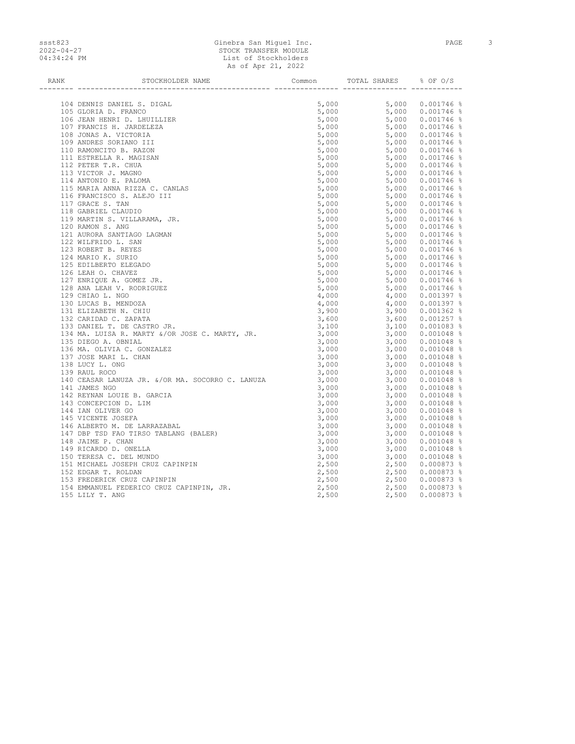Ginebra San Miguel Inc.
STOCK TRANSFER MODULE
List of Stockholders
As of Apr 21, 2022

| RANK | STOCKHOLDER NAME | Common | TOTAL SHARES | % OF O/S |
|---|---|---|---|---|
| 104 | DENNIS DANIEL S. DIGAL | 5,000 | 5,000 | 0.001746 % |
| 105 | GLORIA D. FRANCO | 5,000 | 5,000 | 0.001746 % |
| 106 | JEAN HENRI D. LHUILLIER | 5,000 | 5,000 | 0.001746 % |
| 107 | FRANCIS H. JARDELEZA | 5,000 | 5,000 | 0.001746 % |
| 108 | JONAS A. VICTORIA | 5,000 | 5,000 | 0.001746 % |
| 109 | ANDRES SORIANO III | 5,000 | 5,000 | 0.001746 % |
| 110 | RAMONCITO B. RAZON | 5,000 | 5,000 | 0.001746 % |
| 111 | ESTRELLA R. MAGISAN | 5,000 | 5,000 | 0.001746 % |
| 112 | PETER T.R. CHUA | 5,000 | 5,000 | 0.001746 % |
| 113 | VICTOR J. MAGNO | 5,000 | 5,000 | 0.001746 % |
| 114 | ANTONIO E. PALOMA | 5,000 | 5,000 | 0.001746 % |
| 115 | MARIA ANNA RIZZA C. CANLAS | 5,000 | 5,000 | 0.001746 % |
| 116 | FRANCISCO S. ALEJO III | 5,000 | 5,000 | 0.001746 % |
| 117 | GRACE S. TAN | 5,000 | 5,000 | 0.001746 % |
| 118 | GABRIEL CLAUDIO | 5,000 | 5,000 | 0.001746 % |
| 119 | MARTIN S. VILLARAMA, JR. | 5,000 | 5,000 | 0.001746 % |
| 120 | RAMON S. ANG | 5,000 | 5,000 | 0.001746 % |
| 121 | AURORA SANTIAGO LAGMAN | 5,000 | 5,000 | 0.001746 % |
| 122 | WILFRIDO L. SAN | 5,000 | 5,000 | 0.001746 % |
| 123 | ROBERT B. REYES | 5,000 | 5,000 | 0.001746 % |
| 124 | MARIO K. SURIO | 5,000 | 5,000 | 0.001746 % |
| 125 | EDILBERTO ELEGADO | 5,000 | 5,000 | 0.001746 % |
| 126 | LEAH O. CHAVEZ | 5,000 | 5,000 | 0.001746 % |
| 127 | ENRIQUE A. GOMEZ JR. | 5,000 | 5,000 | 0.001746 % |
| 128 | ANA LEAH V. RODRIGUEZ | 5,000 | 5,000 | 0.001746 % |
| 129 | CHIAO L. NGO | 4,000 | 4,000 | 0.001397 % |
| 130 | LUCAS B. MENDOZA | 4,000 | 4,000 | 0.001397 % |
| 131 | ELIZABETH N. CHIU | 3,900 | 3,900 | 0.001362 % |
| 132 | CARIDAD C. ZAPATA | 3,600 | 3,600 | 0.001257 % |
| 133 | DANIEL T. DE CASTRO JR. | 3,100 | 3,100 | 0.001083 % |
| 134 | MA. LUISA R. MARTY &/OR JOSE C. MARTY, JR. | 3,000 | 3,000 | 0.001048 % |
| 135 | DIEGO A. OBNIAL | 3,000 | 3,000 | 0.001048 % |
| 136 | MA. OLIVIA C. GONZALEZ | 3,000 | 3,000 | 0.001048 % |
| 137 | JOSE MARI L. CHAN | 3,000 | 3,000 | 0.001048 % |
| 138 | LUCY L. ONG | 3,000 | 3,000 | 0.001048 % |
| 139 | RAUL ROCO | 3,000 | 3,000 | 0.001048 % |
| 140 | CEASAR LANUZA JR. &/OR MA. SOCORRO C. LANUZA | 3,000 | 3,000 | 0.001048 % |
| 141 | JAMES NGO | 3,000 | 3,000 | 0.001048 % |
| 142 | REYNAN LOUIE B. GARCIA | 3,000 | 3,000 | 0.001048 % |
| 143 | CONCEPCION D. LIM | 3,000 | 3,000 | 0.001048 % |
| 144 | IAN OLIVER GO | 3,000 | 3,000 | 0.001048 % |
| 145 | VICENTE JOSEFA | 3,000 | 3,000 | 0.001048 % |
| 146 | ALBERTO M. DE LARRAZABAL | 3,000 | 3,000 | 0.001048 % |
| 147 | DBP TSD FAO TIRSO TABLANG (BALER) | 3,000 | 3,000 | 0.001048 % |
| 148 | JAIME P. CHAN | 3,000 | 3,000 | 0.001048 % |
| 149 | RICARDO D. ONELLA | 3,000 | 3,000 | 0.001048 % |
| 150 | TERESA C. DEL MUNDO | 3,000 | 3,000 | 0.001048 % |
| 151 | MICHAEL JOSEPH CRUZ CAPINPIN | 2,500 | 2,500 | 0.000873 % |
| 152 | EDGAR T. ROLDAN | 2,500 | 2,500 | 0.000873 % |
| 153 | FREDERICK CRUZ CAPINPIN | 2,500 | 2,500 | 0.000873 % |
| 154 | EMMANUEL FEDERICO CRUZ CAPINPIN, JR. | 2,500 | 2,500 | 0.000873 % |
| 155 | LILY T. ANG | 2,500 | 2,500 | 0.000873 % |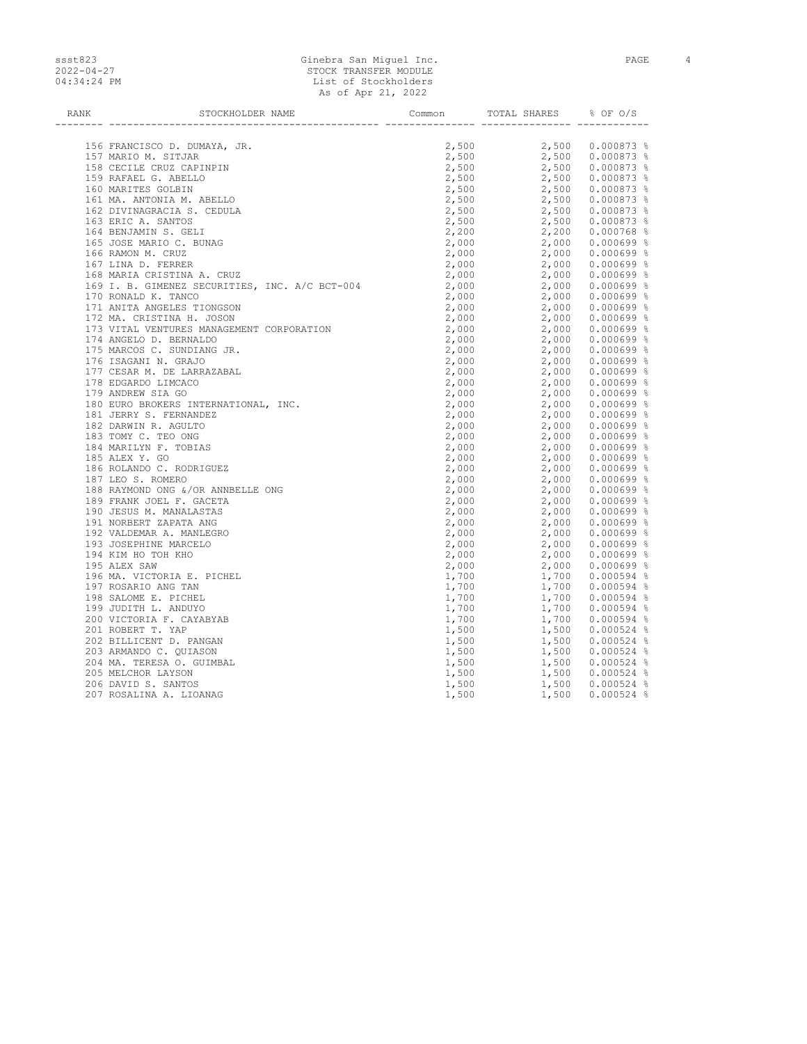| RANK | STOCKHOLDER NAME | Common | TOTAL SHARES | % OF O/S |
|---|---|---|---|---|
| 156 | FRANCISCO D. DUMAYA, JR. | 2,500 | 2,500 | 0.000873 % |
| 157 | MARIO M. SITJAR | 2,500 | 2,500 | 0.000873 % |
| 158 | CECILE CRUZ CAPINPIN | 2,500 | 2,500 | 0.000873 % |
| 159 | RAFAEL G. ABELLO | 2,500 | 2,500 | 0.000873 % |
| 160 | MARITES GOLBIN | 2,500 | 2,500 | 0.000873 % |
| 161 | MA. ANTONIA M. ABELLO | 2,500 | 2,500 | 0.000873 % |
| 162 | DIVINAGRACIA S. CEDULA | 2,500 | 2,500 | 0.000873 % |
| 163 | ERIC A. SANTOS | 2,500 | 2,500 | 0.000873 % |
| 164 | BENJAMIN S. GELI | 2,200 | 2,200 | 0.000768 % |
| 165 | JOSE MARIO C. BUNAG | 2,000 | 2,000 | 0.000699 % |
| 166 | RAMON M. CRUZ | 2,000 | 2,000 | 0.000699 % |
| 167 | LINA D. FERRER | 2,000 | 2,000 | 0.000699 % |
| 168 | MARIA CRISTINA A. CRUZ | 2,000 | 2,000 | 0.000699 % |
| 169 | I. B. GIMENEZ SECURITIES, INC. A/C BCT-004 | 2,000 | 2,000 | 0.000699 % |
| 170 | RONALD K. TANCO | 2,000 | 2,000 | 0.000699 % |
| 171 | ANITA ANGELES TIONGSON | 2,000 | 2,000 | 0.000699 % |
| 172 | MA. CRISTINA H. JOSON | 2,000 | 2,000 | 0.000699 % |
| 173 | VITAL VENTURES MANAGEMENT CORPORATION | 2,000 | 2,000 | 0.000699 % |
| 174 | ANGELO D. BERNALDO | 2,000 | 2,000 | 0.000699 % |
| 175 | MARCOS C. SUNDIANG JR. | 2,000 | 2,000 | 0.000699 % |
| 176 | ISAGANI N. GRAJO | 2,000 | 2,000 | 0.000699 % |
| 177 | CESAR M. DE LARRAZABAL | 2,000 | 2,000 | 0.000699 % |
| 178 | EDGARDO LIMCACO | 2,000 | 2,000 | 0.000699 % |
| 179 | ANDREW SIA GO | 2,000 | 2,000 | 0.000699 % |
| 180 | EURO BROKERS INTERNATIONAL, INC. | 2,000 | 2,000 | 0.000699 % |
| 181 | JERRY S. FERNANDEZ | 2,000 | 2,000 | 0.000699 % |
| 182 | DARWIN R. AGULTO | 2,000 | 2,000 | 0.000699 % |
| 183 | TOMY C. TEO ONG | 2,000 | 2,000 | 0.000699 % |
| 184 | MARILYN F. TOBIAS | 2,000 | 2,000 | 0.000699 % |
| 185 | ALEX Y. GO | 2,000 | 2,000 | 0.000699 % |
| 186 | ROLANDO C. RODRIGUEZ | 2,000 | 2,000 | 0.000699 % |
| 187 | LEO S. ROMERO | 2,000 | 2,000 | 0.000699 % |
| 188 | RAYMOND ONG &/OR ANNBELLE ONG | 2,000 | 2,000 | 0.000699 % |
| 189 | FRANK JOEL F. GACETA | 2,000 | 2,000 | 0.000699 % |
| 190 | JESUS M. MANALASTAS | 2,000 | 2,000 | 0.000699 % |
| 191 | NORBERT ZAPATA ANG | 2,000 | 2,000 | 0.000699 % |
| 192 | VALDEMAR A. MANLEGRO | 2,000 | 2,000 | 0.000699 % |
| 193 | JOSEPHINE MARCELO | 2,000 | 2,000 | 0.000699 % |
| 194 | KIM HO TOH KHO | 2,000 | 2,000 | 0.000699 % |
| 195 | ALEX SAW | 2,000 | 2,000 | 0.000699 % |
| 196 | MA. VICTORIA E. PICHEL | 1,700 | 1,700 | 0.000594 % |
| 197 | ROSARIO ANG TAN | 1,700 | 1,700 | 0.000594 % |
| 198 | SALOME E. PICHEL | 1,700 | 1,700 | 0.000594 % |
| 199 | JUDITH L. ANDUYO | 1,700 | 1,700 | 0.000594 % |
| 200 | VICTORIA F. CAYABYAB | 1,700 | 1,700 | 0.000594 % |
| 201 | ROBERT T. YAP | 1,500 | 1,500 | 0.000524 % |
| 202 | BILLICENT D. PANGAN | 1,500 | 1,500 | 0.000524 % |
| 203 | ARMANDO C. QUIASON | 1,500 | 1,500 | 0.000524 % |
| 204 | MA. TERESA O. GUIMBAL | 1,500 | 1,500 | 0.000524 % |
| 205 | MELCHOR LAYSON | 1,500 | 1,500 | 0.000524 % |
| 206 | DAVID S. SANTOS | 1,500 | 1,500 | 0.000524 % |
| 207 | ROSALINA A. LIOANAG | 1,500 | 1,500 | 0.000524 % |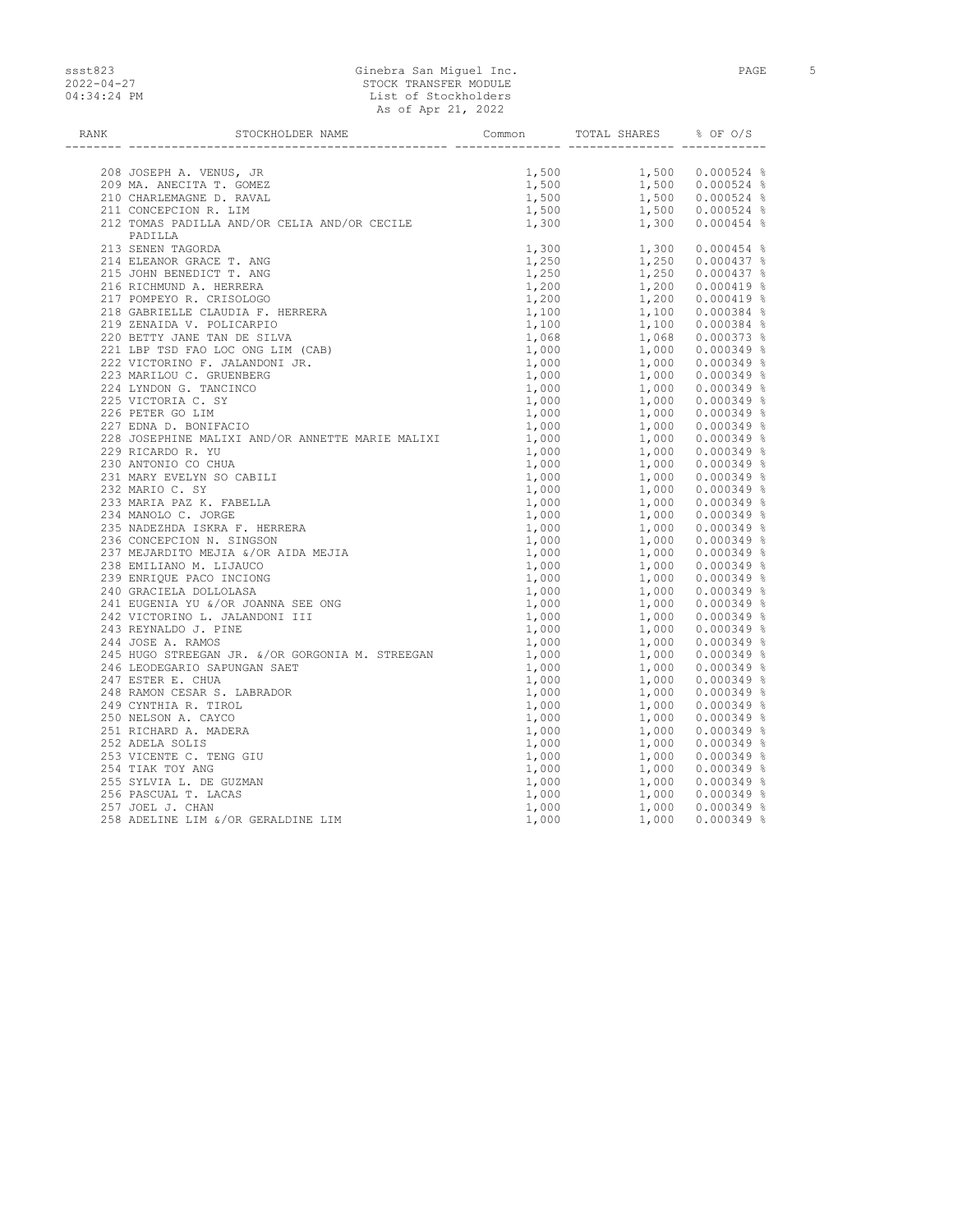| RANK | STOCKHOLDER NAME | Common | TOTAL SHARES | % OF O/S |
|---|---|---|---|---|
| 208 | JOSEPH A. VENUS, JR | 1,500 | 1,500 | 0.000524 % |
| 209 | MA. ANECITA T. GOMEZ | 1,500 | 1,500 | 0.000524 % |
| 210 | CHARLEMAGNE D. RAVAL | 1,500 | 1,500 | 0.000524 % |
| 211 | CONCEPCION R. LIM | 1,500 | 1,500 | 0.000524 % |
| 212 | TOMAS PADILLA AND/OR CELIA AND/OR CECILE PADILLA | 1,300 | 1,300 | 0.000454 % |
| 213 | SENEN TAGORDA | 1,300 | 1,300 | 0.000454 % |
| 214 | ELEANOR GRACE T. ANG | 1,250 | 1,250 | 0.000437 % |
| 215 | JOHN BENEDICT T. ANG | 1,250 | 1,250 | 0.000437 % |
| 216 | RICHMUND A. HERRERA | 1,200 | 1,200 | 0.000419 % |
| 217 | POMPEYO R. CRISOLOGO | 1,200 | 1,200 | 0.000419 % |
| 218 | GABRIELLE CLAUDIA F. HERRERA | 1,100 | 1,100 | 0.000384 % |
| 219 | ZENAIDA V. POLICARPIO | 1,100 | 1,100 | 0.000384 % |
| 220 | BETTY JANE TAN DE SILVA | 1,068 | 1,068 | 0.000373 % |
| 221 | LBP TSD FAO LOC ONG LIM (CAB) | 1,000 | 1,000 | 0.000349 % |
| 222 | VICTORINO F. JALANDONI JR. | 1,000 | 1,000 | 0.000349 % |
| 223 | MARILOU C. GRUENBERG | 1,000 | 1,000 | 0.000349 % |
| 224 | LYNDON G. TANCINCO | 1,000 | 1,000 | 0.000349 % |
| 225 | VICTORIA C. SY | 1,000 | 1,000 | 0.000349 % |
| 226 | PETER GO LIM | 1,000 | 1,000 | 0.000349 % |
| 227 | EDNA D. BONIFACIO | 1,000 | 1,000 | 0.000349 % |
| 228 | JOSEPHINE MALIXI AND/OR ANNETTE MARIE MALIXI | 1,000 | 1,000 | 0.000349 % |
| 229 | RICARDO R. YU | 1,000 | 1,000 | 0.000349 % |
| 230 | ANTONIO CO CHUA | 1,000 | 1,000 | 0.000349 % |
| 231 | MARY EVELYN SO CABILI | 1,000 | 1,000 | 0.000349 % |
| 232 | MARIO C. SY | 1,000 | 1,000 | 0.000349 % |
| 233 | MARIA PAZ K. FABELLA | 1,000 | 1,000 | 0.000349 % |
| 234 | MANOLO C. JORGE | 1,000 | 1,000 | 0.000349 % |
| 235 | NADEZHDA ISKRA F. HERRERA | 1,000 | 1,000 | 0.000349 % |
| 236 | CONCEPCION N. SINGSON | 1,000 | 1,000 | 0.000349 % |
| 237 | MEJARDITO MEJIA &/OR AIDA MEJIA | 1,000 | 1,000 | 0.000349 % |
| 238 | EMILIANO M. LIJAUCO | 1,000 | 1,000 | 0.000349 % |
| 239 | ENRIQUE PACO INCIONG | 1,000 | 1,000 | 0.000349 % |
| 240 | GRACIELA DOLLOLASA | 1,000 | 1,000 | 0.000349 % |
| 241 | EUGENIA YU &/OR JOANNA SEE ONG | 1,000 | 1,000 | 0.000349 % |
| 242 | VICTORINO L. JALANDONI III | 1,000 | 1,000 | 0.000349 % |
| 243 | REYNALDO J. PINE | 1,000 | 1,000 | 0.000349 % |
| 244 | JOSE A. RAMOS | 1,000 | 1,000 | 0.000349 % |
| 245 | HUGO STREEGAN JR. &/OR GORGONIA M. STREEGAN | 1,000 | 1,000 | 0.000349 % |
| 246 | LEODEGARIO SAPUNGAN SAET | 1,000 | 1,000 | 0.000349 % |
| 247 | ESTER E. CHUA | 1,000 | 1,000 | 0.000349 % |
| 248 | RAMON CESAR S. LABRADOR | 1,000 | 1,000 | 0.000349 % |
| 249 | CYNTHIA R. TIROL | 1,000 | 1,000 | 0.000349 % |
| 250 | NELSON A. CAYCO | 1,000 | 1,000 | 0.000349 % |
| 251 | RICHARD A. MADERA | 1,000 | 1,000 | 0.000349 % |
| 252 | ADELA SOLIS | 1,000 | 1,000 | 0.000349 % |
| 253 | VICENTE C. TENG GIU | 1,000 | 1,000 | 0.000349 % |
| 254 | TIAK TOY ANG | 1,000 | 1,000 | 0.000349 % |
| 255 | SYLVIA L. DE GUZMAN | 1,000 | 1,000 | 0.000349 % |
| 256 | PASCUAL T. LACAS | 1,000 | 1,000 | 0.000349 % |
| 257 | JOEL J. CHAN | 1,000 | 1,000 | 0.000349 % |
| 258 | ADELINE LIM &/OR GERALDINE LIM | 1,000 | 1,000 | 0.000349 % |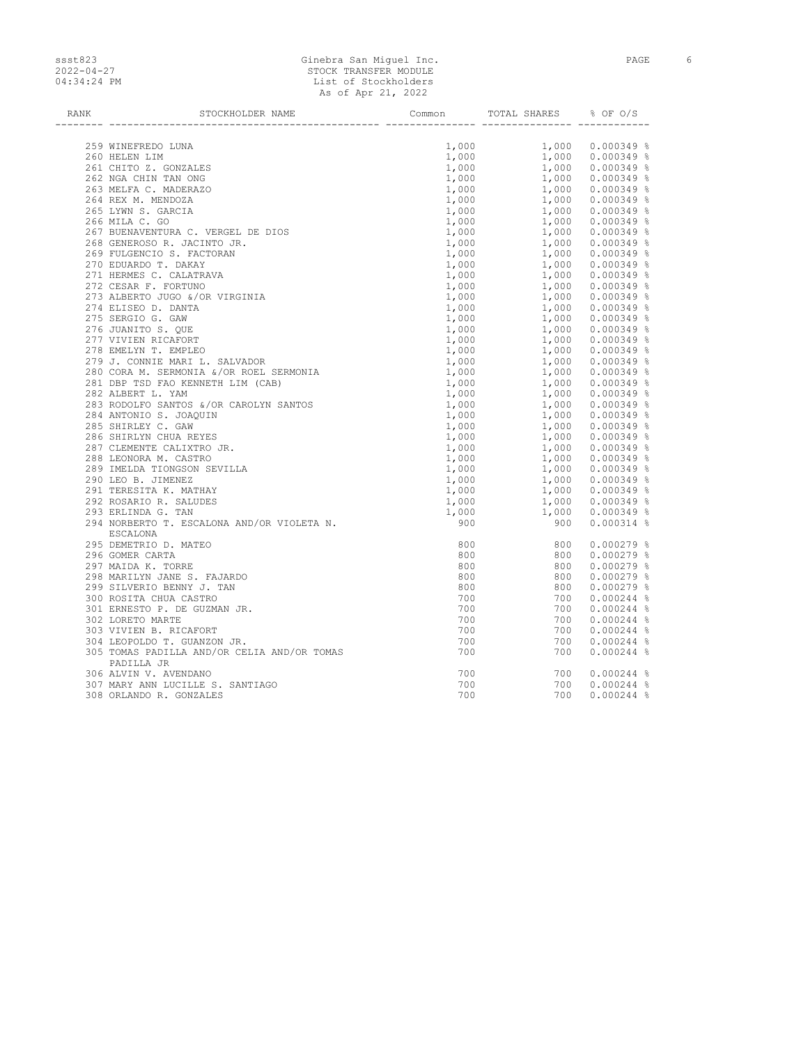Ginebra San Miguel Inc.
STOCK TRANSFER MODULE
List of Stockholders
As of Apr 21, 2022

| RANK | STOCKHOLDER NAME | Common | TOTAL SHARES | % OF O/S |
|---|---|---|---|---|
| 259 | WINEFREDO LUNA | 1,000 | 1,000 | 0.000349 % |
| 260 | HELEN LIM | 1,000 | 1,000 | 0.000349 % |
| 261 | CHITO Z. GONZALES | 1,000 | 1,000 | 0.000349 % |
| 262 | NGA CHIN TAN ONG | 1,000 | 1,000 | 0.000349 % |
| 263 | MELFA C. MADERAZO | 1,000 | 1,000 | 0.000349 % |
| 264 | REX M. MENDOZA | 1,000 | 1,000 | 0.000349 % |
| 265 | LYWN S. GARCIA | 1,000 | 1,000 | 0.000349 % |
| 266 | MILA C. GO | 1,000 | 1,000 | 0.000349 % |
| 267 | BUENAVENTURA C. VERGEL DE DIOS | 1,000 | 1,000 | 0.000349 % |
| 268 | GENEROSO R. JACINTO JR. | 1,000 | 1,000 | 0.000349 % |
| 269 | FULGENCIO S. FACTORAN | 1,000 | 1,000 | 0.000349 % |
| 270 | EDUARDO T. DAKAY | 1,000 | 1,000 | 0.000349 % |
| 271 | HERMES C. CALATRAVA | 1,000 | 1,000 | 0.000349 % |
| 272 | CESAR F. FORTUNO | 1,000 | 1,000 | 0.000349 % |
| 273 | ALBERTO JUGO &/OR VIRGINIA | 1,000 | 1,000 | 0.000349 % |
| 274 | ELISEO D. DANTA | 1,000 | 1,000 | 0.000349 % |
| 275 | SERGIO G. GAW | 1,000 | 1,000 | 0.000349 % |
| 276 | JUANITO S. QUE | 1,000 | 1,000 | 0.000349 % |
| 277 | VIVIEN RICAFORT | 1,000 | 1,000 | 0.000349 % |
| 278 | EMELYN T. EMPLEO | 1,000 | 1,000 | 0.000349 % |
| 279 | J. CONNIE MARI L. SALVADOR | 1,000 | 1,000 | 0.000349 % |
| 280 | CORA M. SERMONIA &/OR ROEL SERMONIA | 1,000 | 1,000 | 0.000349 % |
| 281 | DBP TSD FAO KENNETH LIM (CAB) | 1,000 | 1,000 | 0.000349 % |
| 282 | ALBERT L. YAM | 1,000 | 1,000 | 0.000349 % |
| 283 | RODOLFO SANTOS &/OR CAROLYN SANTOS | 1,000 | 1,000 | 0.000349 % |
| 284 | ANTONIO S. JOAQUIN | 1,000 | 1,000 | 0.000349 % |
| 285 | SHIRLEY C. GAW | 1,000 | 1,000 | 0.000349 % |
| 286 | SHIRLYN CHUA REYES | 1,000 | 1,000 | 0.000349 % |
| 287 | CLEMENTE CALIXTRO JR. | 1,000 | 1,000 | 0.000349 % |
| 288 | LEONORA M. CASTRO | 1,000 | 1,000 | 0.000349 % |
| 289 | IMELDA TIONGSON SEVILLA | 1,000 | 1,000 | 0.000349 % |
| 290 | LEO B. JIMENEZ | 1,000 | 1,000 | 0.000349 % |
| 291 | TERESITA K. MATHAY | 1,000 | 1,000 | 0.000349 % |
| 292 | ROSARIO R. SALUDES | 1,000 | 1,000 | 0.000349 % |
| 293 | ERLINDA G. TAN | 1,000 | 1,000 | 0.000349 % |
| 294 | NORBERTO T. ESCALONA AND/OR VIOLETA N. ESCALONA | 900 | 900 | 0.000314 % |
| 295 | DEMETRIO D. MATEO | 800 | 800 | 0.000279 % |
| 296 | GOMER CARTA | 800 | 800 | 0.000279 % |
| 297 | MAIDA K. TORRE | 800 | 800 | 0.000279 % |
| 298 | MARILYN JANE S. FAJARDO | 800 | 800 | 0.000279 % |
| 299 | SILVERIO BENNY J. TAN | 800 | 800 | 0.000279 % |
| 300 | ROSITA CHUA CASTRO | 700 | 700 | 0.000244 % |
| 301 | ERNESTO P. DE GUZMAN JR. | 700 | 700 | 0.000244 % |
| 302 | LORETO MARTE | 700 | 700 | 0.000244 % |
| 303 | VIVIEN B. RICAFORT | 700 | 700 | 0.000244 % |
| 304 | LEOPOLDO T. GUANZON JR. | 700 | 700 | 0.000244 % |
| 305 | TOMAS PADILLA AND/OR CELIA AND/OR TOMAS PADILLA JR | 700 | 700 | 0.000244 % |
| 306 | ALVIN V. AVENDANO | 700 | 700 | 0.000244 % |
| 307 | MARY ANN LUCILLE S. SANTIAGO | 700 | 700 | 0.000244 % |
| 308 | ORLANDO R. GONZALES | 700 | 700 | 0.000244 % |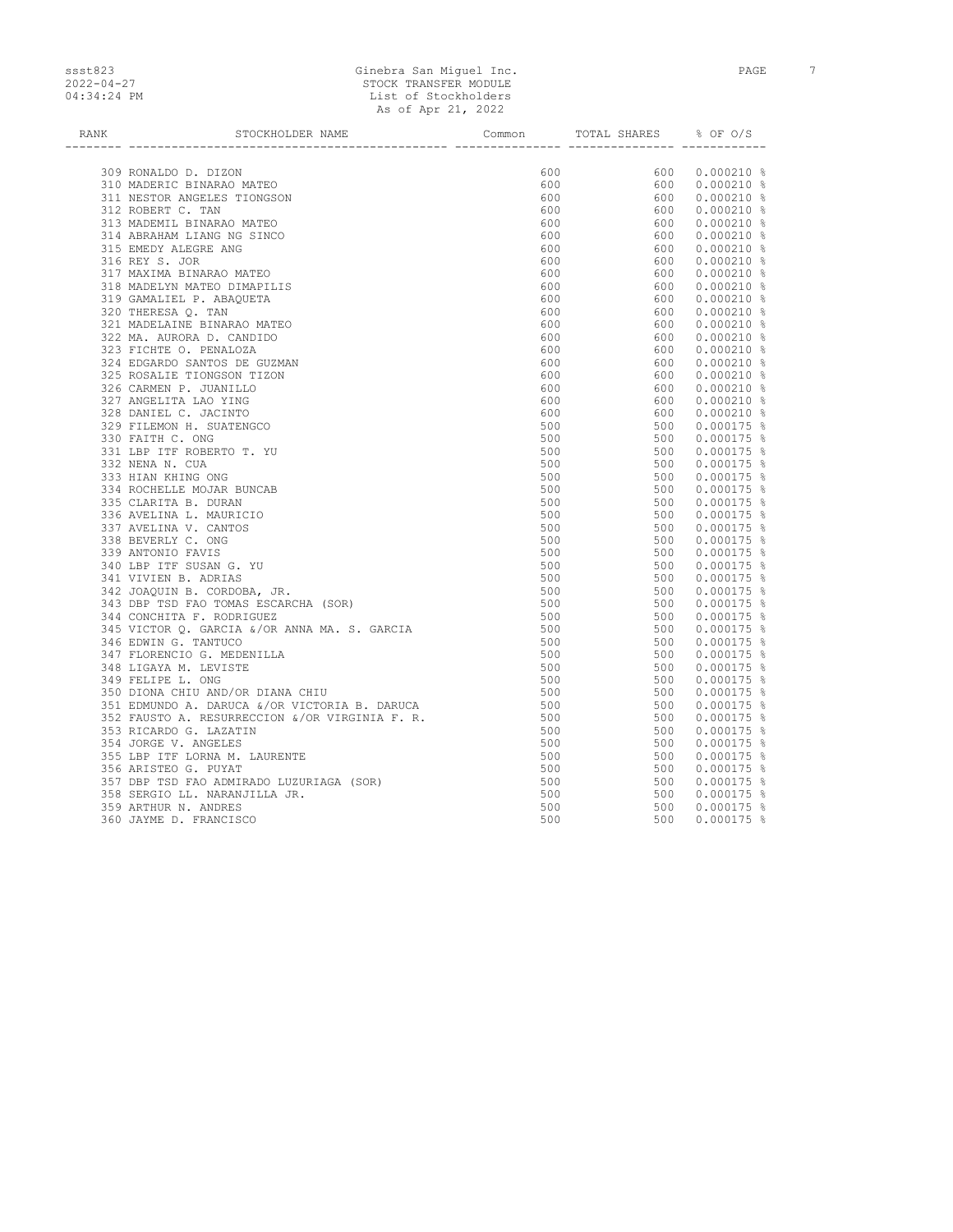| RANK | STOCKHOLDER NAME | Common | TOTAL SHARES | % OF O/S |
|---|---|---|---|---|
| 309 | RONALDO D. DIZON | 600 | 600 | 0.000210 % |
| 310 | MADERIC BINARAO MATEO | 600 | 600 | 0.000210 % |
| 311 | NESTOR ANGELES TIONGSON | 600 | 600 | 0.000210 % |
| 312 | ROBERT C. TAN | 600 | 600 | 0.000210 % |
| 313 | MADEMIL BINARAO MATEO | 600 | 600 | 0.000210 % |
| 314 | ABRAHAM LIANG NG SINCO | 600 | 600 | 0.000210 % |
| 315 | EMEDY ALEGRE ANG | 600 | 600 | 0.000210 % |
| 316 | REY S. JOR | 600 | 600 | 0.000210 % |
| 317 | MAXIMA BINARAO MATEO | 600 | 600 | 0.000210 % |
| 318 | MADELYN MATEO DIMAPILIS | 600 | 600 | 0.000210 % |
| 319 | GAMALIEL P. ABAQUETA | 600 | 600 | 0.000210 % |
| 320 | THERESA Q. TAN | 600 | 600 | 0.000210 % |
| 321 | MADELAINE BINARAO MATEO | 600 | 600 | 0.000210 % |
| 322 | MA. AURORA D. CANDIDO | 600 | 600 | 0.000210 % |
| 323 | FICHTE O. PENALOZA | 600 | 600 | 0.000210 % |
| 324 | EDGARDO SANTOS DE GUZMAN | 600 | 600 | 0.000210 % |
| 325 | ROSALIE TIONGSON TIZON | 600 | 600 | 0.000210 % |
| 326 | CARMEN P. JUANILLO | 600 | 600 | 0.000210 % |
| 327 | ANGELITA LAO YING | 600 | 600 | 0.000210 % |
| 328 | DANIEL C. JACINTO | 600 | 600 | 0.000210 % |
| 329 | FILEMON H. SUATENGCO | 500 | 500 | 0.000175 % |
| 330 | FAITH C. ONG | 500 | 500 | 0.000175 % |
| 331 | LBP ITF ROBERTO T. YU | 500 | 500 | 0.000175 % |
| 332 | NENA N. CUA | 500 | 500 | 0.000175 % |
| 333 | HIAN KHING ONG | 500 | 500 | 0.000175 % |
| 334 | ROCHELLE MOJAR BUNCAB | 500 | 500 | 0.000175 % |
| 335 | CLARITA B. DURAN | 500 | 500 | 0.000175 % |
| 336 | AVELINA L. MAURICIO | 500 | 500 | 0.000175 % |
| 337 | AVELINA V. CANTOS | 500 | 500 | 0.000175 % |
| 338 | BEVERLY C. ONG | 500 | 500 | 0.000175 % |
| 339 | ANTONIO FAVIS | 500 | 500 | 0.000175 % |
| 340 | LBP ITF SUSAN G. YU | 500 | 500 | 0.000175 % |
| 341 | VIVIEN B. ADRIAS | 500 | 500 | 0.000175 % |
| 342 | JOAQUIN B. CORDOBA, JR. | 500 | 500 | 0.000175 % |
| 343 | DBP TSD FAO TOMAS ESCARCHA (SOR) | 500 | 500 | 0.000175 % |
| 344 | CONCHITA F. RODRIGUEZ | 500 | 500 | 0.000175 % |
| 345 | VICTOR Q. GARCIA &/OR ANNA MA. S. GARCIA | 500 | 500 | 0.000175 % |
| 346 | EDWIN G. TANTUCO | 500 | 500 | 0.000175 % |
| 347 | FLORENCIO G. MEDENILLA | 500 | 500 | 0.000175 % |
| 348 | LIGAYA M. LEVISTE | 500 | 500 | 0.000175 % |
| 349 | FELIPE L. ONG | 500 | 500 | 0.000175 % |
| 350 | DIONA CHIU AND/OR DIANA CHIU | 500 | 500 | 0.000175 % |
| 351 | EDMUNDO A. DARUCA &/OR VICTORIA B. DARUCA | 500 | 500 | 0.000175 % |
| 352 | FAUSTO A. RESURRECCION &/OR VIRGINIA F. R. | 500 | 500 | 0.000175 % |
| 353 | RICARDO G. LAZATIN | 500 | 500 | 0.000175 % |
| 354 | JORGE V. ANGELES | 500 | 500 | 0.000175 % |
| 355 | LBP ITF LORNA M. LAURENTE | 500 | 500 | 0.000175 % |
| 356 | ARISTEO G. PUYAT | 500 | 500 | 0.000175 % |
| 357 | DBP TSD FAO ADMIRADO LUZURIAGA (SOR) | 500 | 500 | 0.000175 % |
| 358 | SERGIO LL. NARANJILLA JR. | 500 | 500 | 0.000175 % |
| 359 | ARTHUR N. ANDRES | 500 | 500 | 0.000175 % |
| 360 | JAYME D. FRANCISCO | 500 | 500 | 0.000175 % |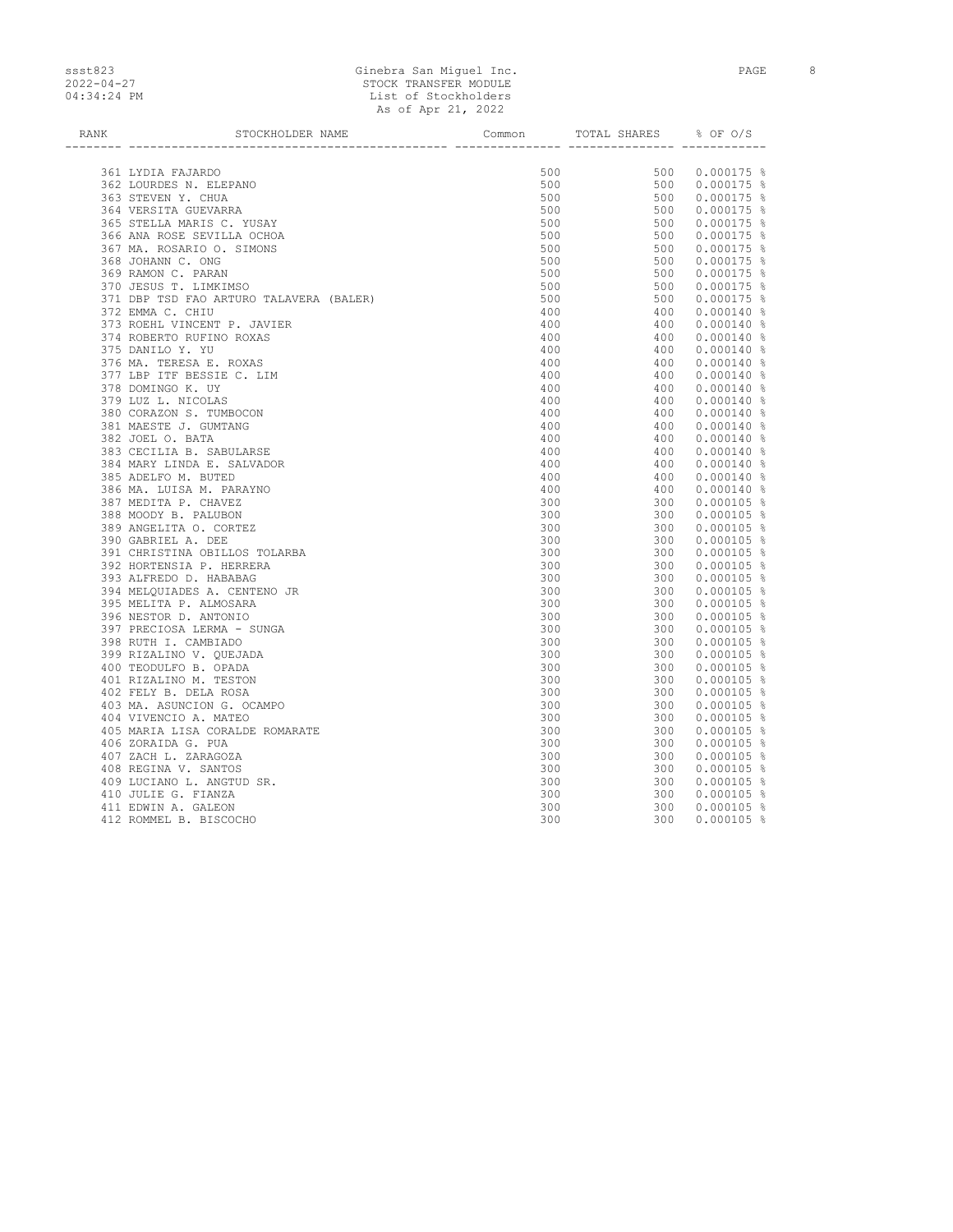| RANK | STOCKHOLDER NAME | Common | TOTAL SHARES | % OF O/S |
|---|---|---|---|---|
| 361 | LYDIA FAJARDO | 500 | 500 | 0.000175 % |
| 362 | LOURDES N. ELEPANO | 500 | 500 | 0.000175 % |
| 363 | STEVEN Y. CHUA | 500 | 500 | 0.000175 % |
| 364 | VERSITA GUEVARRA | 500 | 500 | 0.000175 % |
| 365 | STELLA MARIS C. YUSAY | 500 | 500 | 0.000175 % |
| 366 | ANA ROSE SEVILLA OCHOA | 500 | 500 | 0.000175 % |
| 367 | MA. ROSARIO O. SIMONS | 500 | 500 | 0.000175 % |
| 368 | JOHANN C. ONG | 500 | 500 | 0.000175 % |
| 369 | RAMON C. PARAN | 500 | 500 | 0.000175 % |
| 370 | JESUS T. LIMKIMSO | 500 | 500 | 0.000175 % |
| 371 | DBP TSD FAO ARTURO TALAVERA (BALER) | 500 | 500 | 0.000175 % |
| 372 | EMMA C. CHIU | 400 | 400 | 0.000140 % |
| 373 | ROEHL VINCENT P. JAVIER | 400 | 400 | 0.000140 % |
| 374 | ROBERTO RUFINO ROXAS | 400 | 400 | 0.000140 % |
| 375 | DANILO Y. YU | 400 | 400 | 0.000140 % |
| 376 | MA. TERESA E. ROXAS | 400 | 400 | 0.000140 % |
| 377 | LBP ITF BESSIE C. LIM | 400 | 400 | 0.000140 % |
| 378 | DOMINGO K. UY | 400 | 400 | 0.000140 % |
| 379 | LUZ L. NICOLAS | 400 | 400 | 0.000140 % |
| 380 | CORAZON S. TUMBOCON | 400 | 400 | 0.000140 % |
| 381 | MAESTE J. GUMTANG | 400 | 400 | 0.000140 % |
| 382 | JOEL O. BATA | 400 | 400 | 0.000140 % |
| 383 | CECILIA B. SABULARSE | 400 | 400 | 0.000140 % |
| 384 | MARY LINDA E. SALVADOR | 400 | 400 | 0.000140 % |
| 385 | ADELFO M. BUTED | 400 | 400 | 0.000140 % |
| 386 | MA. LUISA M. PARAYNO | 400 | 400 | 0.000140 % |
| 387 | MEDITA P. CHAVEZ | 300 | 300 | 0.000105 % |
| 388 | MOODY B. PALUBON | 300 | 300 | 0.000105 % |
| 389 | ANGELITA O. CORTEZ | 300 | 300 | 0.000105 % |
| 390 | GABRIEL A. DEE | 300 | 300 | 0.000105 % |
| 391 | CHRISTINA OBILLOS TOLARBA | 300 | 300 | 0.000105 % |
| 392 | HORTENSIA P. HERRERA | 300 | 300 | 0.000105 % |
| 393 | ALFREDO D. HABABAG | 300 | 300 | 0.000105 % |
| 394 | MELQUIADES A. CENTENO JR | 300 | 300 | 0.000105 % |
| 395 | MELITA P. ALMOSARA | 300 | 300 | 0.000105 % |
| 396 | NESTOR D. ANTONIO | 300 | 300 | 0.000105 % |
| 397 | PRECIOSA LERMA - SUNGA | 300 | 300 | 0.000105 % |
| 398 | RUTH I. CAMBIADO | 300 | 300 | 0.000105 % |
| 399 | RIZALINO V. QUEJADA | 300 | 300 | 0.000105 % |
| 400 | TEODULFO B. OPADA | 300 | 300 | 0.000105 % |
| 401 | RIZALINO M. TESTON | 300 | 300 | 0.000105 % |
| 402 | FELY B. DELA ROSA | 300 | 300 | 0.000105 % |
| 403 | MA. ASUNCION G. OCAMPO | 300 | 300 | 0.000105 % |
| 404 | VIVENCIO A. MATEO | 300 | 300 | 0.000105 % |
| 405 | MARIA LISA CORALDE ROMARATE | 300 | 300 | 0.000105 % |
| 406 | ZORAIDA G. PUA | 300 | 300 | 0.000105 % |
| 407 | ZACH L. ZARAGOZA | 300 | 300 | 0.000105 % |
| 408 | REGINA V. SANTOS | 300 | 300 | 0.000105 % |
| 409 | LUCIANO L. ANGTUD SR. | 300 | 300 | 0.000105 % |
| 410 | JULIE G. FIANZA | 300 | 300 | 0.000105 % |
| 411 | EDWIN A. GALEON | 300 | 300 | 0.000105 % |
| 412 | ROMMEL B. BISCOCHO | 300 | 300 | 0.000105 % |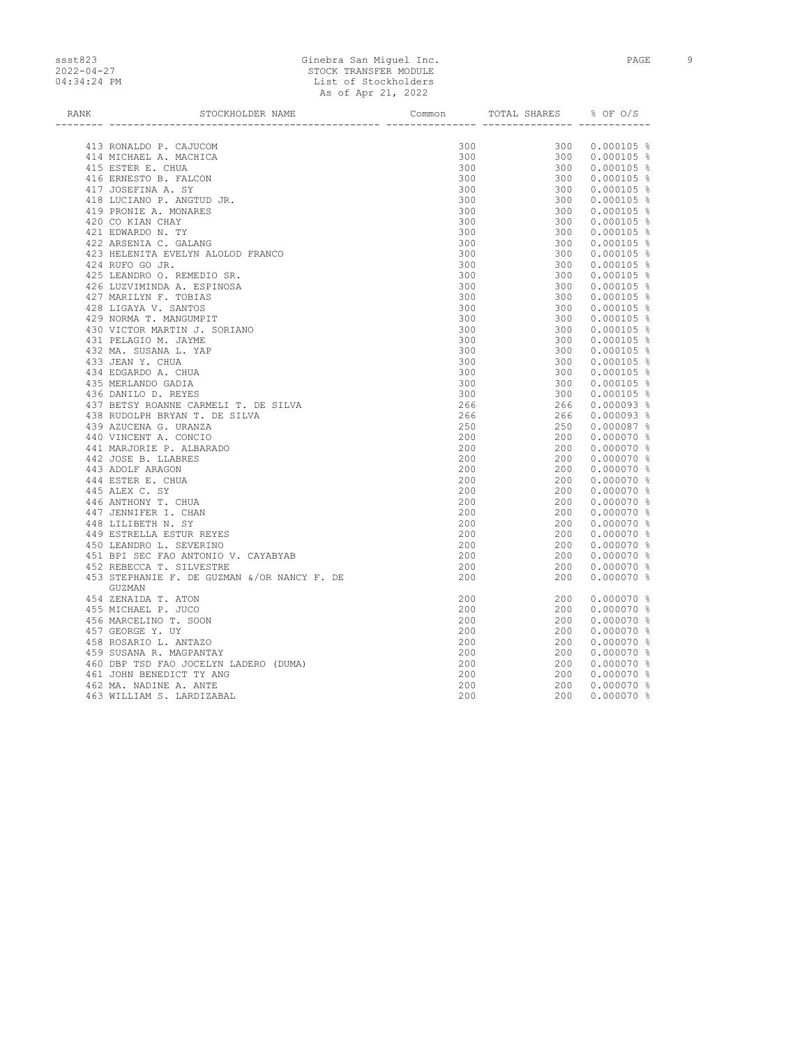| RANK | STOCKHOLDER NAME | Common | TOTAL SHARES | % OF O/S |
|---|---|---|---|---|
| 413 | RONALDO P. CAJUCOM | 300 | 300 | 0.000105 % |
| 414 | MICHAEL A. MACHICA | 300 | 300 | 0.000105 % |
| 415 | ESTER E. CHUA | 300 | 300 | 0.000105 % |
| 416 | ERNESTO B. FALCON | 300 | 300 | 0.000105 % |
| 417 | JOSEFINA A. SY | 300 | 300 | 0.000105 % |
| 418 | LUCIANO P. ANGTUD JR. | 300 | 300 | 0.000105 % |
| 419 | PRONIE A. MONARES | 300 | 300 | 0.000105 % |
| 420 | CO KIAN CHAY | 300 | 300 | 0.000105 % |
| 421 | EDWARDO N. TY | 300 | 300 | 0.000105 % |
| 422 | ARSENIA C. GALANG | 300 | 300 | 0.000105 % |
| 423 | HELENITA EVELYN ALOLOD FRANCO | 300 | 300 | 0.000105 % |
| 424 | RUFO GO JR. | 300 | 300 | 0.000105 % |
| 425 | LEANDRO O. REMEDIO SR. | 300 | 300 | 0.000105 % |
| 426 | LUZVIMINDA A. ESPINOSA | 300 | 300 | 0.000105 % |
| 427 | MARILYN F. TOBIAS | 300 | 300 | 0.000105 % |
| 428 | LIGAYA V. SANTOS | 300 | 300 | 0.000105 % |
| 429 | NORMA T. MANGUMPIT | 300 | 300 | 0.000105 % |
| 430 | VICTOR MARTIN J. SORIANO | 300 | 300 | 0.000105 % |
| 431 | PELAGIO M. JAYME | 300 | 300 | 0.000105 % |
| 432 | MA. SUSANA L. YAP | 300 | 300 | 0.000105 % |
| 433 | JEAN Y. CHUA | 300 | 300 | 0.000105 % |
| 434 | EDGARDO A. CHUA | 300 | 300 | 0.000105 % |
| 435 | MERLANDO GADIA | 300 | 300 | 0.000105 % |
| 436 | DANILO D. REYES | 300 | 300 | 0.000105 % |
| 437 | BETSY ROANNE CARMELI T. DE SILVA | 266 | 266 | 0.000093 % |
| 438 | RUDOLPH BRYAN T. DE SILVA | 266 | 266 | 0.000093 % |
| 439 | AZUCENA G. URANZA | 250 | 250 | 0.000087 % |
| 440 | VINCENT A. CONCIO | 200 | 200 | 0.000070 % |
| 441 | MARJORIE P. ALBARADO | 200 | 200 | 0.000070 % |
| 442 | JOSE B. LLABRES | 200 | 200 | 0.000070 % |
| 443 | ADOLF ARAGON | 200 | 200 | 0.000070 % |
| 444 | ESTER E. CHUA | 200 | 200 | 0.000070 % |
| 445 | ALEX C. SY | 200 | 200 | 0.000070 % |
| 446 | ANTHONY T. CHUA | 200 | 200 | 0.000070 % |
| 447 | JENNIFER I. CHAN | 200 | 200 | 0.000070 % |
| 448 | LILIBETH N. SY | 200 | 200 | 0.000070 % |
| 449 | ESTRELLA ESTUR REYES | 200 | 200 | 0.000070 % |
| 450 | LEANDRO L. SEVERINO | 200 | 200 | 0.000070 % |
| 451 | BPI SEC FAO ANTONIO V. CAYABYAB | 200 | 200 | 0.000070 % |
| 452 | REBECCA T. SILVESTRE | 200 | 200 | 0.000070 % |
| 453 | STEPHANIE F. DE GUZMAN &/OR NANCY F. DE GUZMAN | 200 | 200 | 0.000070 % |
| 454 | ZENAIDA T. ATON | 200 | 200 | 0.000070 % |
| 455 | MICHAEL P. JUCO | 200 | 200 | 0.000070 % |
| 456 | MARCELINO T. SOON | 200 | 200 | 0.000070 % |
| 457 | GEORGE Y. UY | 200 | 200 | 0.000070 % |
| 458 | ROSARIO L. ANTAZO | 200 | 200 | 0.000070 % |
| 459 | SUSANA R. MAGPANTAY | 200 | 200 | 0.000070 % |
| 460 | DBP TSD FAO JOCELYN LADERO (DUMA) | 200 | 200 | 0.000070 % |
| 461 | JOHN BENEDICT TY ANG | 200 | 200 | 0.000070 % |
| 462 | MA. NADINE A. ANTE | 200 | 200 | 0.000070 % |
| 463 | WILLIAM S. LARDIZABAL | 200 | 200 | 0.000070 % |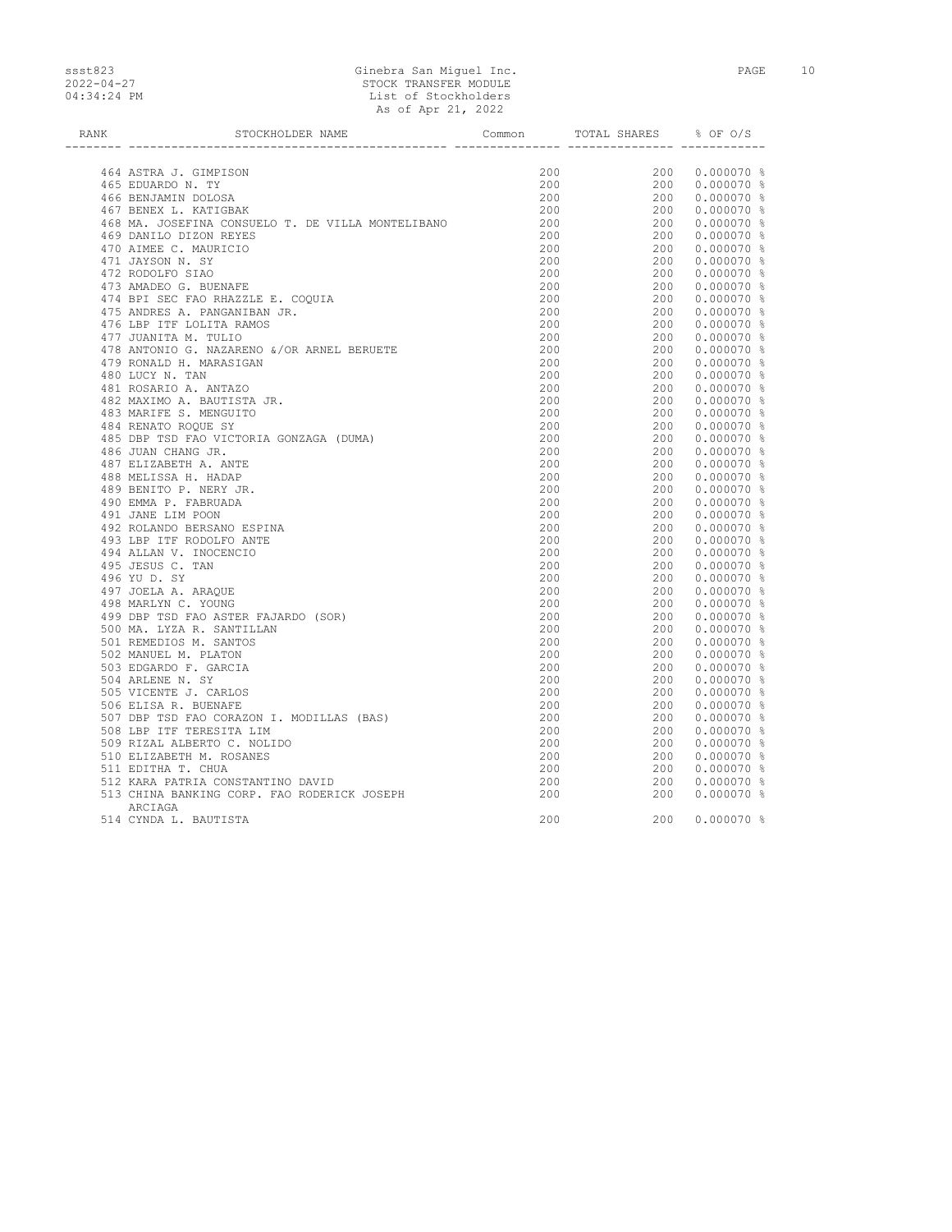| RANK | STOCKHOLDER NAME | Common | TOTAL SHARES | % OF O/S |
|---|---|---|---|---|
| 464 | ASTRA J. GIMPISON | 200 | 200 | 0.000070 % |
| 465 | EDUARDO N. TY | 200 | 200 | 0.000070 % |
| 466 | BENJAMIN DOLOSA | 200 | 200 | 0.000070 % |
| 467 | BENEX L. KATIGBAK | 200 | 200 | 0.000070 % |
| 468 | MA. JOSEFINA CONSUELO T. DE VILLA MONTELIBANO | 200 | 200 | 0.000070 % |
| 469 | DANILO DIZON REYES | 200 | 200 | 0.000070 % |
| 470 | AIMEE C. MAURICIO | 200 | 200 | 0.000070 % |
| 471 | JAYSON N. SY | 200 | 200 | 0.000070 % |
| 472 | RODOLFO SIAO | 200 | 200 | 0.000070 % |
| 473 | AMADEO G. BUENAFE | 200 | 200 | 0.000070 % |
| 474 | BPI SEC FAO RHAZZLE E. COQUIA | 200 | 200 | 0.000070 % |
| 475 | ANDRES A. PANGANIBAN JR. | 200 | 200 | 0.000070 % |
| 476 | LBP ITF LOLITA RAMOS | 200 | 200 | 0.000070 % |
| 477 | JUANITA M. TULIO | 200 | 200 | 0.000070 % |
| 478 | ANTONIO G. NAZARENO &/OR ARNEL BERUETE | 200 | 200 | 0.000070 % |
| 479 | RONALD H. MARASIGAN | 200 | 200 | 0.000070 % |
| 480 | LUCY N. TAN | 200 | 200 | 0.000070 % |
| 481 | ROSARIO A. ANTAZO | 200 | 200 | 0.000070 % |
| 482 | MAXIMO A. BAUTISTA JR. | 200 | 200 | 0.000070 % |
| 483 | MARIFE S. MENGUITO | 200 | 200 | 0.000070 % |
| 484 | RENATO ROQUE SY | 200 | 200 | 0.000070 % |
| 485 | DBP TSD FAO VICTORIA GONZAGA (DUMA) | 200 | 200 | 0.000070 % |
| 486 | JUAN CHANG JR. | 200 | 200 | 0.000070 % |
| 487 | ELIZABETH A. ANTE | 200 | 200 | 0.000070 % |
| 488 | MELISSA H. HADAP | 200 | 200 | 0.000070 % |
| 489 | BENITO P. NERY JR. | 200 | 200 | 0.000070 % |
| 490 | EMMA P. FABRUADA | 200 | 200 | 0.000070 % |
| 491 | JANE LIM POON | 200 | 200 | 0.000070 % |
| 492 | ROLANDO BERSANO ESPINA | 200 | 200 | 0.000070 % |
| 493 | LBP ITF RODOLFO ANTE | 200 | 200 | 0.000070 % |
| 494 | ALLAN V. INOCENCIO | 200 | 200 | 0.000070 % |
| 495 | JESUS C. TAN | 200 | 200 | 0.000070 % |
| 496 | YU D. SY | 200 | 200 | 0.000070 % |
| 497 | JOELA A. ARAQUE | 200 | 200 | 0.000070 % |
| 498 | MARLYN C. YOUNG | 200 | 200 | 0.000070 % |
| 499 | DBP TSD FAO ASTER FAJARDO (SOR) | 200 | 200 | 0.000070 % |
| 500 | MA. LYZA R. SANTILLAN | 200 | 200 | 0.000070 % |
| 501 | REMEDIOS M. SANTOS | 200 | 200 | 0.000070 % |
| 502 | MANUEL M. PLATON | 200 | 200 | 0.000070 % |
| 503 | EDGARDO F. GARCIA | 200 | 200 | 0.000070 % |
| 504 | ARLENE N. SY | 200 | 200 | 0.000070 % |
| 505 | VICENTE J. CARLOS | 200 | 200 | 0.000070 % |
| 506 | ELISA R. BUENAFE | 200 | 200 | 0.000070 % |
| 507 | DBP TSD FAO CORAZON I. MODILLAS (BAS) | 200 | 200 | 0.000070 % |
| 508 | LBP ITF TERESITA LIM | 200 | 200 | 0.000070 % |
| 509 | RIZAL ALBERTO C. NOLIDO | 200 | 200 | 0.000070 % |
| 510 | ELIZABETH M. ROSANES | 200 | 200 | 0.000070 % |
| 511 | EDITHA T. CHUA | 200 | 200 | 0.000070 % |
| 512 | KARA PATRIA CONSTANTINO DAVID | 200 | 200 | 0.000070 % |
| 513 | CHINA BANKING CORP. FAO RODERICK JOSEPH ARCIAGA | 200 | 200 | 0.000070 % |
| 514 | CYNDA L. BAUTISTA | 200 | 200 | 0.000070 % |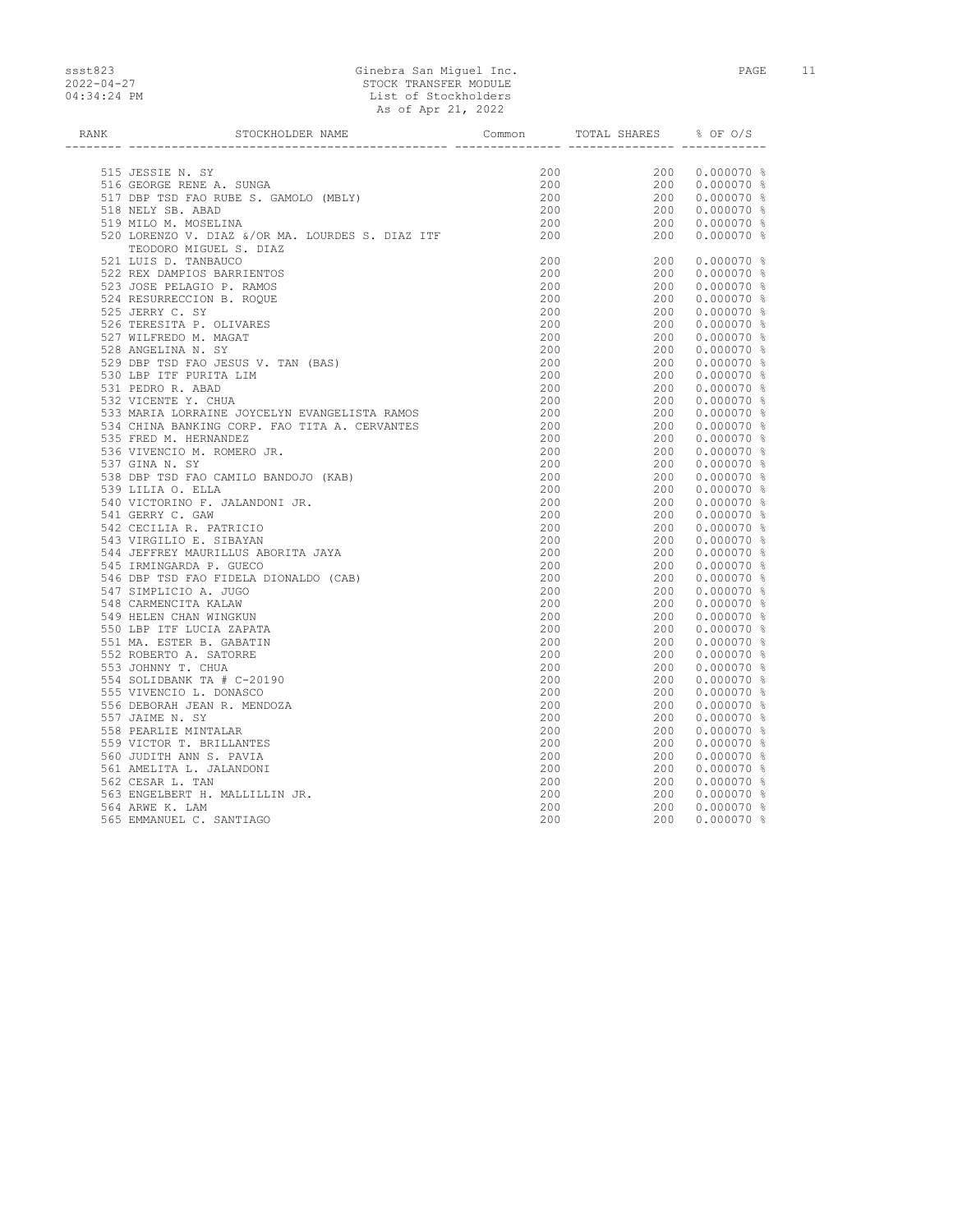ssst823
2022-04-27
04:34:24 PM

Ginebra San Miguel Inc.
STOCK TRANSFER MODULE
List of Stockholders
As of Apr 21, 2022

| RANK | STOCKHOLDER NAME | Common | TOTAL SHARES | % OF O/S |
|---|---|---|---|---|
| 515 | JESSIE N. SY | 200 | 200 | 0.000070 % |
| 516 | GEORGE RENE A. SUNGA | 200 | 200 | 0.000070 % |
| 517 | DBP TSD FAO RUBE S. GAMOLO (MBLY) | 200 | 200 | 0.000070 % |
| 518 | NELY SB. ABAD | 200 | 200 | 0.000070 % |
| 519 | MILO M. MOSELINA | 200 | 200 | 0.000070 % |
| 520 | LORENZO V. DIAZ &/OR MA. LOURDES S. DIAZ ITF TEODORO MIGUEL S. DIAZ | 200 | 200 | 0.000070 % |
| 521 | LUIS D. TANBAUCO | 200 | 200 | 0.000070 % |
| 522 | REX DAMPIOS BARRIENTOS | 200 | 200 | 0.000070 % |
| 523 | JOSE PELAGIO P. RAMOS | 200 | 200 | 0.000070 % |
| 524 | RESURRECCION B. ROQUE | 200 | 200 | 0.000070 % |
| 525 | JERRY C. SY | 200 | 200 | 0.000070 % |
| 526 | TERESITA P. OLIVARES | 200 | 200 | 0.000070 % |
| 527 | WILFREDO M. MAGAT | 200 | 200 | 0.000070 % |
| 528 | ANGELINA N. SY | 200 | 200 | 0.000070 % |
| 529 | DBP TSD FAO JESUS V. TAN (BAS) | 200 | 200 | 0.000070 % |
| 530 | LBP ITF PURITA LIM | 200 | 200 | 0.000070 % |
| 531 | PEDRO R. ABAD | 200 | 200 | 0.000070 % |
| 532 | VICENTE Y. CHUA | 200 | 200 | 0.000070 % |
| 533 | MARIA LORRAINE JOYCELYN EVANGELISTA RAMOS | 200 | 200 | 0.000070 % |
| 534 | CHINA BANKING CORP. FAO TITA A. CERVANTES | 200 | 200 | 0.000070 % |
| 535 | FRED M. HERNANDEZ | 200 | 200 | 0.000070 % |
| 536 | VIVENCIO M. ROMERO JR. | 200 | 200 | 0.000070 % |
| 537 | GINA N. SY | 200 | 200 | 0.000070 % |
| 538 | DBP TSD FAO CAMILO BANDOJO (KAB) | 200 | 200 | 0.000070 % |
| 539 | LILIA O. ELLA | 200 | 200 | 0.000070 % |
| 540 | VICTORINO F. JALANDONI JR. | 200 | 200 | 0.000070 % |
| 541 | GERRY C. GAW | 200 | 200 | 0.000070 % |
| 542 | CECILIA R. PATRICIO | 200 | 200 | 0.000070 % |
| 543 | VIRGILIO E. SIBAYAN | 200 | 200 | 0.000070 % |
| 544 | JEFFREY MAURILLUS ABORITA JAYA | 200 | 200 | 0.000070 % |
| 545 | IRMINGARDA P. GUECO | 200 | 200 | 0.000070 % |
| 546 | DBP TSD FAO FIDELA DIONALDO (CAB) | 200 | 200 | 0.000070 % |
| 547 | SIMPLICIO A. JUGO | 200 | 200 | 0.000070 % |
| 548 | CARMENCITA KALAW | 200 | 200 | 0.000070 % |
| 549 | HELEN CHAN WINGKUN | 200 | 200 | 0.000070 % |
| 550 | LBP ITF LUCIA ZAPATA | 200 | 200 | 0.000070 % |
| 551 | MA. ESTER B. GABATIN | 200 | 200 | 0.000070 % |
| 552 | ROBERTO A. SATORRE | 200 | 200 | 0.000070 % |
| 553 | JOHNNY T. CHUA | 200 | 200 | 0.000070 % |
| 554 | SOLIDBANK TA # C-20190 | 200 | 200 | 0.000070 % |
| 555 | VIVENCIO L. DONASCO | 200 | 200 | 0.000070 % |
| 556 | DEBORAH JEAN R. MENDOZA | 200 | 200 | 0.000070 % |
| 557 | JAIME N. SY | 200 | 200 | 0.000070 % |
| 558 | PEARLIE MINTALAR | 200 | 200 | 0.000070 % |
| 559 | VICTOR T. BRILLANTES | 200 | 200 | 0.000070 % |
| 560 | JUDITH ANN S. PAVIA | 200 | 200 | 0.000070 % |
| 561 | AMELITA L. JALANDONI | 200 | 200 | 0.000070 % |
| 562 | CESAR L. TAN | 200 | 200 | 0.000070 % |
| 563 | ENGELBERT H. MALLILLIN JR. | 200 | 200 | 0.000070 % |
| 564 | ARWE K. LAM | 200 | 200 | 0.000070 % |
| 565 | EMMANUEL C. SANTIAGO | 200 | 200 | 0.000070 % |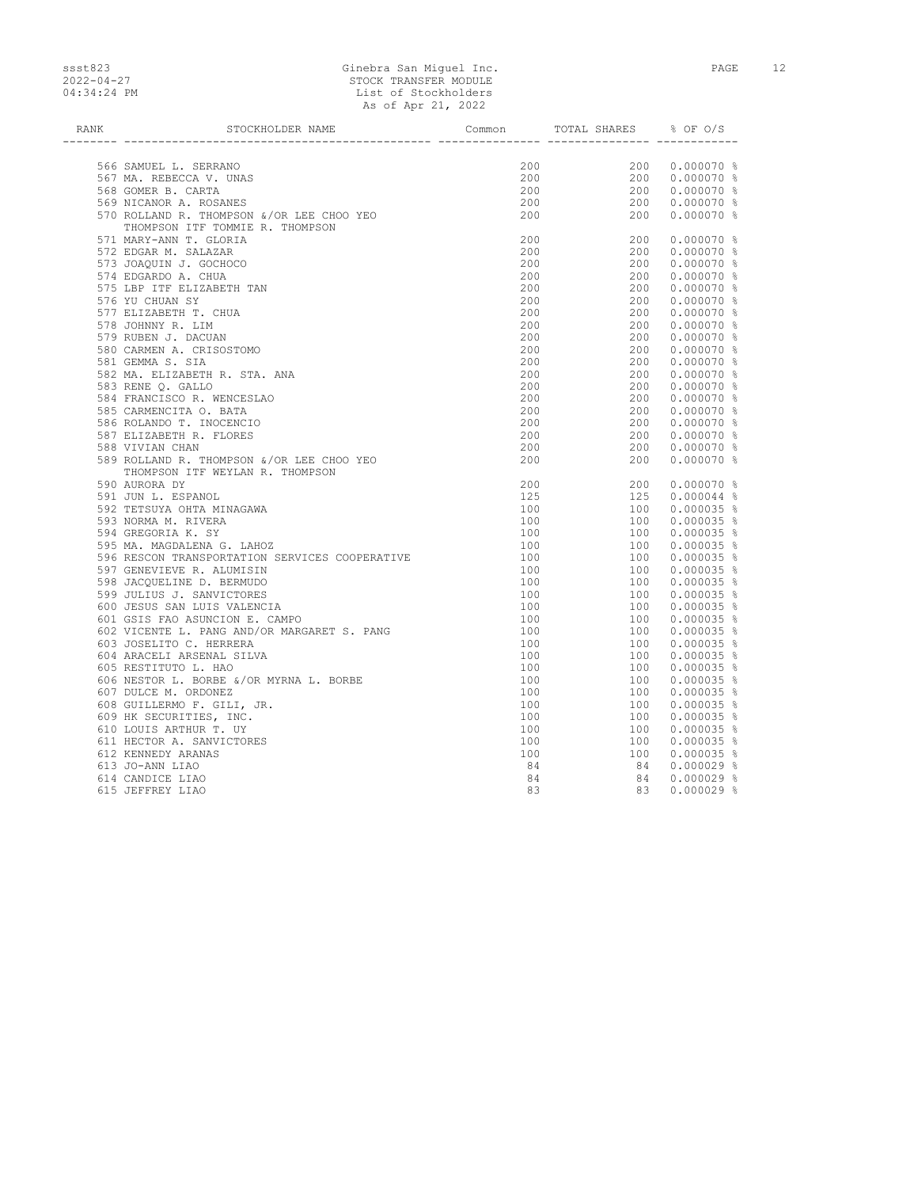| RANK | STOCKHOLDER NAME | Common | TOTAL SHARES | % OF O/S |
|---|---|---|---|---|
| 566 | SAMUEL L. SERRANO | 200 | 200 | 0.000070 % |
| 567 | MA. REBECCA V. UNAS | 200 | 200 | 0.000070 % |
| 568 | GOMER B. CARTA | 200 | 200 | 0.000070 % |
| 569 | NICANOR A. ROSANES | 200 | 200 | 0.000070 % |
| 570 | ROLLAND R. THOMPSON &/OR LEE CHOO YEO THOMPSON ITF TOMMIE R. THOMPSON | 200 | 200 | 0.000070 % |
| 571 | MARY-ANN T. GLORIA | 200 | 200 | 0.000070 % |
| 572 | EDGAR M. SALAZAR | 200 | 200 | 0.000070 % |
| 573 | JOAQUIN J. GOCHOCO | 200 | 200 | 0.000070 % |
| 574 | EDGARDO A. CHUA | 200 | 200 | 0.000070 % |
| 575 | LBP ITF ELIZABETH TAN | 200 | 200 | 0.000070 % |
| 576 | YU CHUAN SY | 200 | 200 | 0.000070 % |
| 577 | ELIZABETH T. CHUA | 200 | 200 | 0.000070 % |
| 578 | JOHNNY R. LIM | 200 | 200 | 0.000070 % |
| 579 | RUBEN J. DACUAN | 200 | 200 | 0.000070 % |
| 580 | CARMEN A. CRISOSTOMO | 200 | 200 | 0.000070 % |
| 581 | GEMMA S. SIA | 200 | 200 | 0.000070 % |
| 582 | MA. ELIZABETH R. STA. ANA | 200 | 200 | 0.000070 % |
| 583 | RENE Q. GALLO | 200 | 200 | 0.000070 % |
| 584 | FRANCISCO R. WENCESLAO | 200 | 200 | 0.000070 % |
| 585 | CARMENCITA O. BATA | 200 | 200 | 0.000070 % |
| 586 | ROLANDO T. INOCENCIO | 200 | 200 | 0.000070 % |
| 587 | ELIZABETH R. FLORES | 200 | 200 | 0.000070 % |
| 588 | VIVIAN CHAN | 200 | 200 | 0.000070 % |
| 589 | ROLLAND R. THOMPSON &/OR LEE CHOO YEO THOMPSON ITF WEYLAN R. THOMPSON | 200 | 200 | 0.000070 % |
| 590 | AURORA DY | 200 | 200 | 0.000070 % |
| 591 | JUN L. ESPANOL | 125 | 125 | 0.000044 % |
| 592 | TETSUYA OHTA MINAGAWA | 100 | 100 | 0.000035 % |
| 593 | NORMA M. RIVERA | 100 | 100 | 0.000035 % |
| 594 | GREGORIA K. SY | 100 | 100 | 0.000035 % |
| 595 | MA. MAGDALENA G. LAHOZ | 100 | 100 | 0.000035 % |
| 596 | RESCON TRANSPORTATION SERVICES COOPERATIVE | 100 | 100 | 0.000035 % |
| 597 | GENEVIEVE R. ALUMISIN | 100 | 100 | 0.000035 % |
| 598 | JACQUELINE D. BERMUDO | 100 | 100 | 0.000035 % |
| 599 | JULIUS J. SANVICTORES | 100 | 100 | 0.000035 % |
| 600 | JESUS SAN LUIS VALENCIA | 100 | 100 | 0.000035 % |
| 601 | GSIS FAO ASUNCION E. CAMPO | 100 | 100 | 0.000035 % |
| 602 | VICENTE L. PANG AND/OR MARGARET S. PANG | 100 | 100 | 0.000035 % |
| 603 | JOSELITO C. HERRERA | 100 | 100 | 0.000035 % |
| 604 | ARACELI ARSENAL SILVA | 100 | 100 | 0.000035 % |
| 605 | RESTITUTO L. HAO | 100 | 100 | 0.000035 % |
| 606 | NESTOR L. BORBE &/OR MYRNA L. BORBE | 100 | 100 | 0.000035 % |
| 607 | DULCE M. ORDONEZ | 100 | 100 | 0.000035 % |
| 608 | GUILLERMO F. GILI, JR. | 100 | 100 | 0.000035 % |
| 609 | HK SECURITIES, INC. | 100 | 100 | 0.000035 % |
| 610 | LOUIS ARTHUR T. UY | 100 | 100 | 0.000035 % |
| 611 | HECTOR A. SANVICTORES | 100 | 100 | 0.000035 % |
| 612 | KENNEDY ARANAS | 100 | 100 | 0.000035 % |
| 613 | JO-ANN LIAO | 84 | 84 | 0.000029 % |
| 614 | CANDICE LIAO | 84 | 84 | 0.000029 % |
| 615 | JEFFREY LIAO | 83 | 83 | 0.000029 % |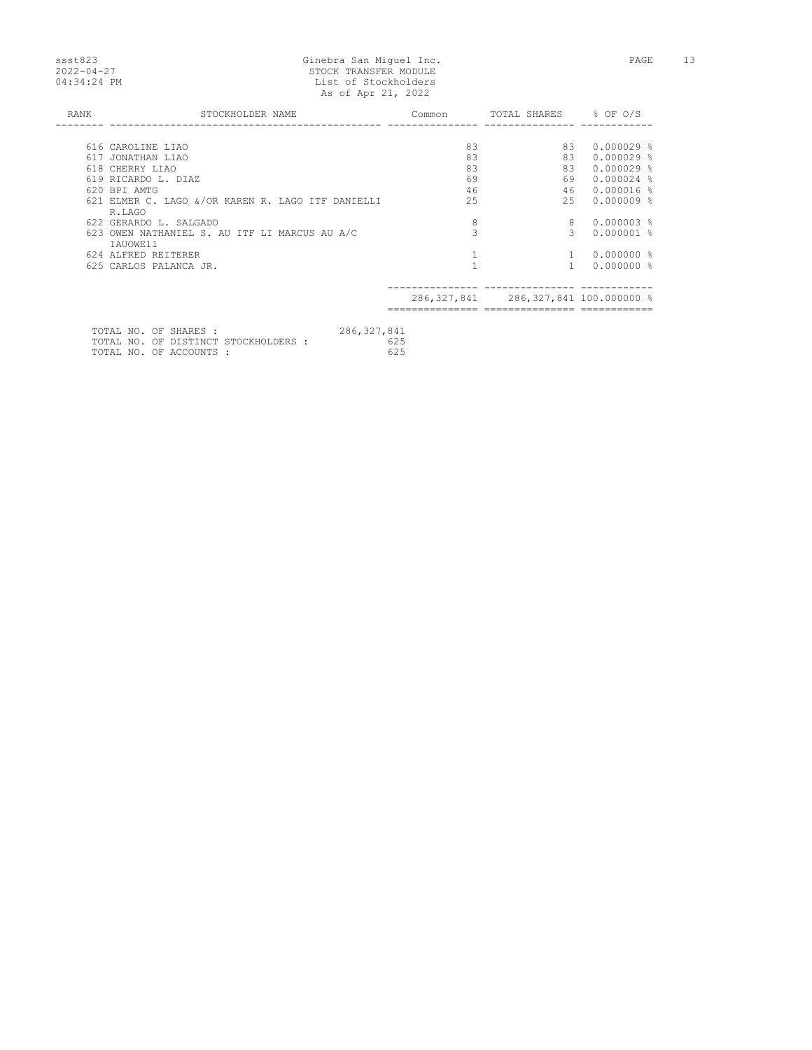Ginebra San Miguel Inc.
STOCK TRANSFER MODULE
List of Stockholders
As of Apr 21, 2022

| RANK | STOCKHOLDER NAME | Common | TOTAL SHARES | % OF O/S |
|---|---|---|---|---|
| 616 | CAROLINE LIAO | 83 | 83 | 0.000029 % |
| 617 | JONATHAN LIAO | 83 | 83 | 0.000029 % |
| 618 | CHERRY LIAO | 83 | 83 | 0.000029 % |
| 619 | RICARDO L. DIAZ | 69 | 69 | 0.000024 % |
| 620 | BPI AMTG | 46 | 46 | 0.000016 % |
| 621 | ELMER C. LAGO &/OR KAREN R. LAGO ITF DANIELLI R.LAGO | 25 | 25 | 0.000009 % |
| 622 | GERARDO L. SALGADO | 8 | 8 | 0.000003 % |
| 623 | OWEN NATHANIEL S. AU ITF LI MARCUS AU A/C IAUOWE11 | 3 | 3 | 0.000001 % |
| 624 | ALFRED REITERER | 1 | 1 | 0.000000 % |
| 625 | CARLOS PALANCA JR. | 1 | 1 | 0.000000 % |
| | | 286,327,841 | 286,327,841 | 100.000000 % |

TOTAL NO. OF SHARES : 286,327,841
TOTAL NO. OF DISTINCT STOCKHOLDERS : 625
TOTAL NO. OF ACCOUNTS : 625